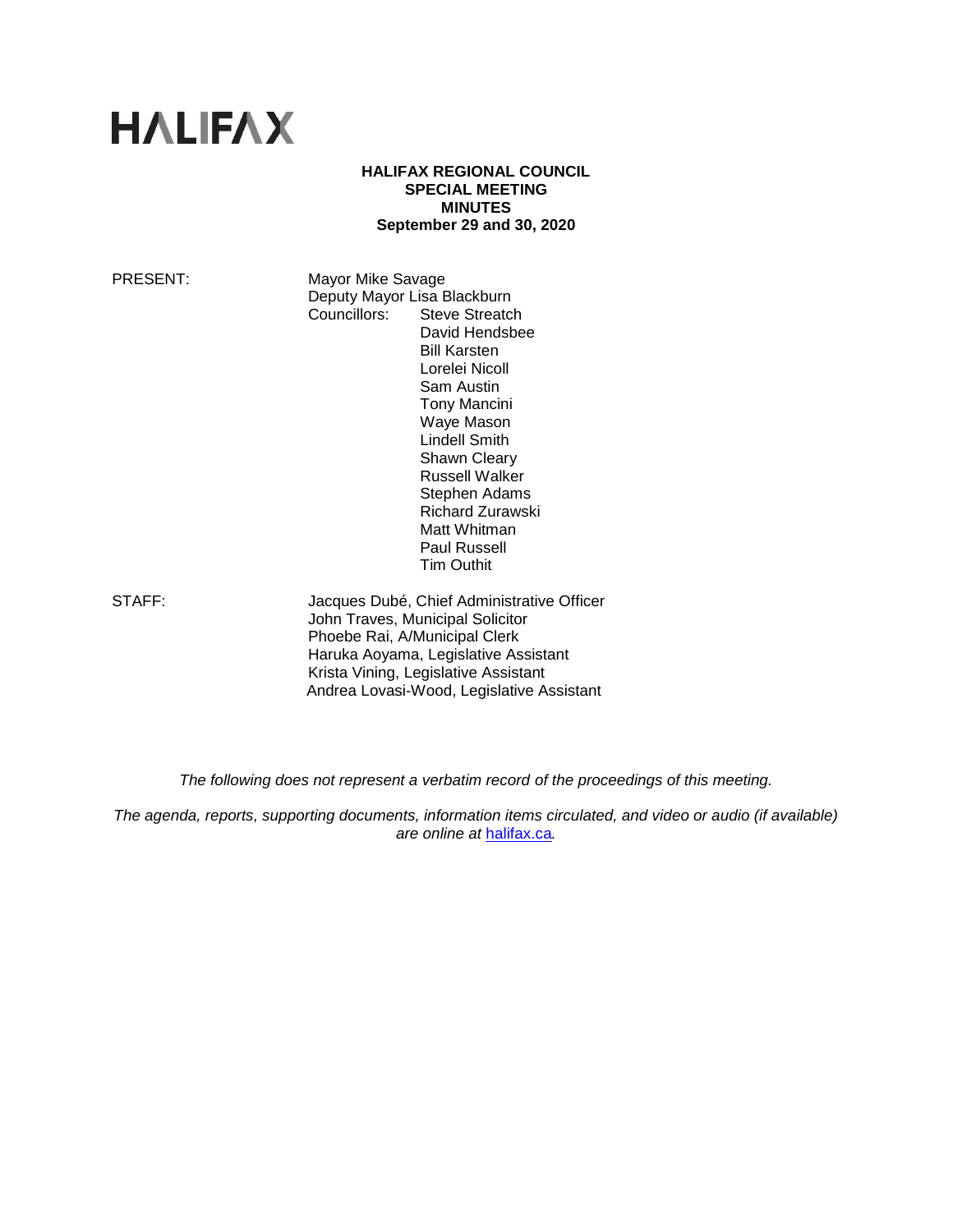# HALIFAX

**HALIFAX REGIONAL COUNCIL**
**SPECIAL MEETING**
**MINUTES**
**September 29 and 30, 2020**

PRESENT: Mayor Mike Savage
Deputy Mayor Lisa Blackburn
Councillors: Steve Streatch
David Hendsbee
Bill Karsten
Lorelei Nicoll
Sam Austin
Tony Mancini
Waye Mason
Lindell Smith
Shawn Cleary
Russell Walker
Stephen Adams
Richard Zurawski
Matt Whitman
Paul Russell
Tim Outhit

STAFF: Jacques Dubé, Chief Administrative Officer
John Traves, Municipal Solicitor
Phoebe Rai, A/Municipal Clerk
Haruka Aoyama, Legislative Assistant
Krista Vining, Legislative Assistant
Andrea Lovasi-Wood, Legislative Assistant

*The following does not represent a verbatim record of the proceedings of this meeting.*

*The agenda, reports, supporting documents, information items circulated, and video or audio (if available) are online at [halifax.ca](halifax.ca).*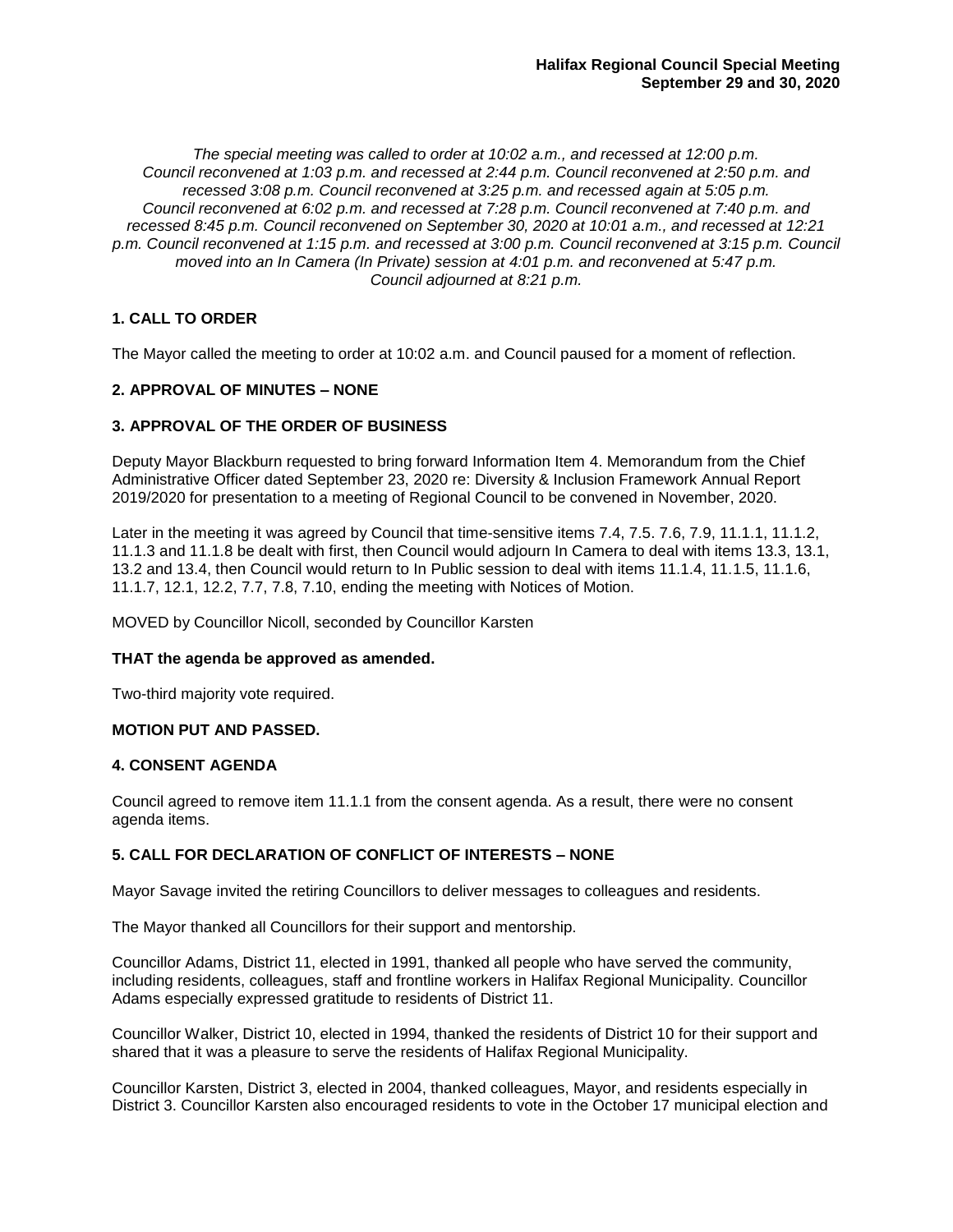*The special meeting was called to order at 10:02 a.m., and recessed at 12:00 p.m. Council reconvened at 1:03 p.m. and recessed at 2:44 p.m. Council reconvened at 2:50 p.m. and recessed 3:08 p.m. Council reconvened at 3:25 p.m. and recessed again at 5:05 p.m. Council reconvened at 6:02 p.m. and recessed at 7:28 p.m. Council reconvened at 7:40 p.m. and recessed 8:45 p.m. Council reconvened on September 30, 2020 at 10:01 a.m., and recessed at 12:21 p.m. Council reconvened at 1:15 p.m. and recessed at 3:00 p.m. Council reconvened at 3:15 p.m. Council moved into an In Camera (In Private) session at 4:01 p.m. and reconvened at 5:47 p.m. Council adjourned at 8:21 p.m.*

### 1. CALL TO ORDER

The Mayor called the meeting to order at 10:02 a.m. and Council paused for a moment of reflection.

### 2. APPROVAL OF MINUTES – NONE

### 3. APPROVAL OF THE ORDER OF BUSINESS

Deputy Mayor Blackburn requested to bring forward Information Item 4. Memorandum from the Chief Administrative Officer dated September 23, 2020 re: Diversity & Inclusion Framework Annual Report 2019/2020 for presentation to a meeting of Regional Council to be convened in November, 2020.

Later in the meeting it was agreed by Council that time-sensitive items 7.4, 7.5. 7.6, 7.9, 11.1.1, 11.1.2, 11.1.3 and 11.1.8 be dealt with first, then Council would adjourn In Camera to deal with items 13.3, 13.1, 13.2 and 13.4, then Council would return to In Public session to deal with items 11.1.4, 11.1.5, 11.1.6, 11.1.7, 12.1, 12.2, 7.7, 7.8, 7.10, ending the meeting with Notices of Motion.

MOVED by Councillor Nicoll, seconded by Councillor Karsten

**THAT the agenda be approved as amended.**

Two-third majority vote required.

**MOTION PUT AND PASSED.**

### 4. CONSENT AGENDA

Council agreed to remove item 11.1.1 from the consent agenda. As a result, there were no consent agenda items.

### 5. CALL FOR DECLARATION OF CONFLICT OF INTERESTS – NONE

Mayor Savage invited the retiring Councillors to deliver messages to colleagues and residents.

The Mayor thanked all Councillors for their support and mentorship.

Councillor Adams, District 11, elected in 1991, thanked all people who have served the community, including residents, colleagues, staff and frontline workers in Halifax Regional Municipality. Councillor Adams especially expressed gratitude to residents of District 11.

Councillor Walker, District 10, elected in 1994, thanked the residents of District 10 for their support and shared that it was a pleasure to serve the residents of Halifax Regional Municipality.

Councillor Karsten, District 3, elected in 2004, thanked colleagues, Mayor, and residents especially in District 3. Councillor Karsten also encouraged residents to vote in the October 17 municipal election and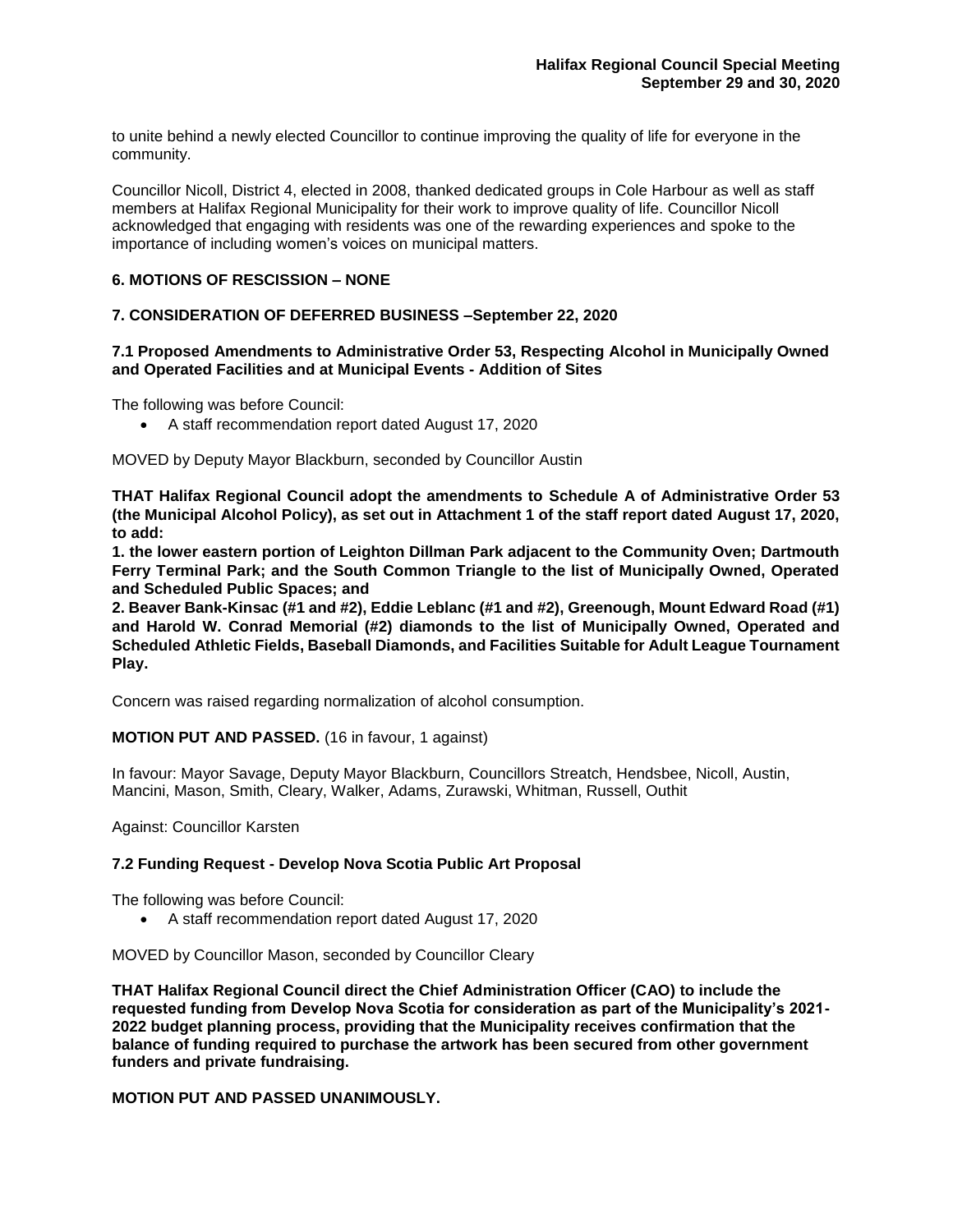to unite behind a newly elected Councillor to continue improving the quality of life for everyone in the community.

Councillor Nicoll, District 4, elected in 2008, thanked dedicated groups in Cole Harbour as well as staff members at Halifax Regional Municipality for their work to improve quality of life. Councillor Nicoll acknowledged that engaging with residents was one of the rewarding experiences and spoke to the importance of including women's voices on municipal matters.

### 6. MOTIONS OF RESCISSION – NONE

### 7. CONSIDERATION OF DEFERRED BUSINESS –September 22, 2020

#### 7.1 Proposed Amendments to Administrative Order 53, Respecting Alcohol in Municipally Owned and Operated Facilities and at Municipal Events - Addition of Sites

The following was before Council:

- A staff recommendation report dated August 17, 2020

MOVED by Deputy Mayor Blackburn, seconded by Councillor Austin

**THAT Halifax Regional Council adopt the amendments to Schedule A of Administrative Order 53 (the Municipal Alcohol Policy), as set out in Attachment 1 of the staff report dated August 17, 2020, to add:**

**1. the lower eastern portion of Leighton Dillman Park adjacent to the Community Oven; Dartmouth Ferry Terminal Park; and the South Common Triangle to the list of Municipally Owned, Operated and Scheduled Public Spaces; and**

**2. Beaver Bank-Kinsac (#1 and #2), Eddie Leblanc (#1 and #2), Greenough, Mount Edward Road (#1) and Harold W. Conrad Memorial (#2) diamonds to the list of Municipally Owned, Operated and Scheduled Athletic Fields, Baseball Diamonds, and Facilities Suitable for Adult League Tournament Play.**

Concern was raised regarding normalization of alcohol consumption.

**MOTION PUT AND PASSED.** (16 in favour, 1 against)

In favour: Mayor Savage, Deputy Mayor Blackburn, Councillors Streatch, Hendsbee, Nicoll, Austin, Mancini, Mason, Smith, Cleary, Walker, Adams, Zurawski, Whitman, Russell, Outhit

Against: Councillor Karsten

#### 7.2 Funding Request - Develop Nova Scotia Public Art Proposal

The following was before Council:

- A staff recommendation report dated August 17, 2020

MOVED by Councillor Mason, seconded by Councillor Cleary

**THAT Halifax Regional Council direct the Chief Administration Officer (CAO) to include the requested funding from Develop Nova Scotia for consideration as part of the Municipality's 2021-2022 budget planning process, providing that the Municipality receives confirmation that the balance of funding required to purchase the artwork has been secured from other government funders and private fundraising.**

**MOTION PUT AND PASSED UNANIMOUSLY.**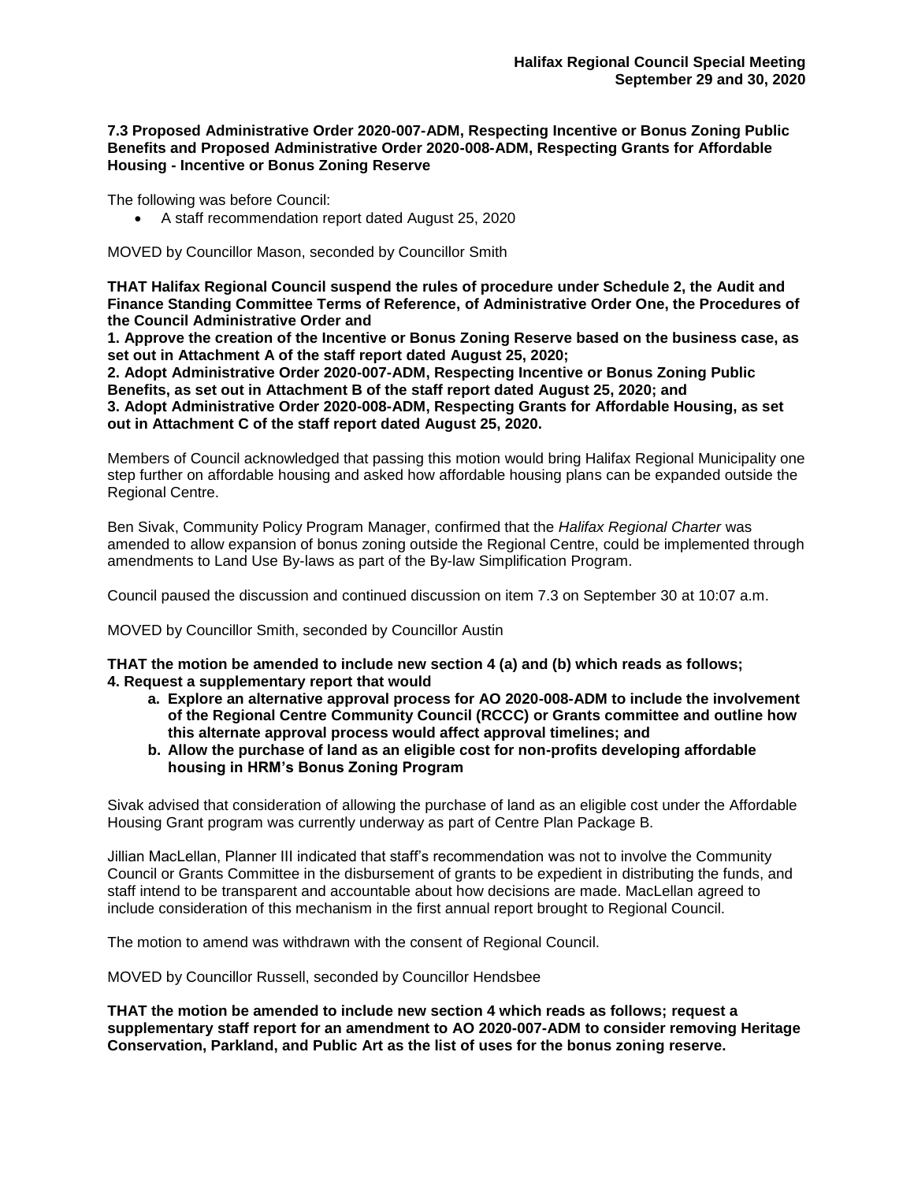**7.3 Proposed Administrative Order 2020-007-ADM, Respecting Incentive or Bonus Zoning Public Benefits and Proposed Administrative Order 2020-008-ADM, Respecting Grants for Affordable Housing - Incentive or Bonus Zoning Reserve**

The following was before Council:

- A staff recommendation report dated August 25, 2020

MOVED by Councillor Mason, seconded by Councillor Smith

**THAT Halifax Regional Council suspend the rules of procedure under Schedule 2, the Audit and Finance Standing Committee Terms of Reference, of Administrative Order One, the Procedures of the Council Administrative Order and**
**1. Approve the creation of the Incentive or Bonus Zoning Reserve based on the business case, as set out in Attachment A of the staff report dated August 25, 2020;**
**2. Adopt Administrative Order 2020-007-ADM, Respecting Incentive or Bonus Zoning Public Benefits, as set out in Attachment B of the staff report dated August 25, 2020; and**
**3. Adopt Administrative Order 2020-008-ADM, Respecting Grants for Affordable Housing, as set out in Attachment C of the staff report dated August 25, 2020.**

Members of Council acknowledged that passing this motion would bring Halifax Regional Municipality one step further on affordable housing and asked how affordable housing plans can be expanded outside the Regional Centre.

Ben Sivak, Community Policy Program Manager, confirmed that the *Halifax Regional Charter* was amended to allow expansion of bonus zoning outside the Regional Centre, could be implemented through amendments to Land Use By-laws as part of the By-law Simplification Program.

Council paused the discussion and continued discussion on item 7.3 on September 30 at 10:07 a.m.

MOVED by Councillor Smith, seconded by Councillor Austin

**THAT the motion be amended to include new section 4 (a) and (b) which reads as follows;**
**4. Request a supplementary report that would**

- **a. Explore an alternative approval process for AO 2020-008-ADM to include the involvement of the Regional Centre Community Council (RCCC) or Grants committee and outline how this alternate approval process would affect approval timelines; and**
- **b. Allow the purchase of land as an eligible cost for non-profits developing affordable housing in HRM's Bonus Zoning Program**

Sivak advised that consideration of allowing the purchase of land as an eligible cost under the Affordable Housing Grant program was currently underway as part of Centre Plan Package B.

Jillian MacLellan, Planner III indicated that staff's recommendation was not to involve the Community Council or Grants Committee in the disbursement of grants to be expedient in distributing the funds, and staff intend to be transparent and accountable about how decisions are made. MacLellan agreed to include consideration of this mechanism in the first annual report brought to Regional Council.

The motion to amend was withdrawn with the consent of Regional Council.

MOVED by Councillor Russell, seconded by Councillor Hendsbee

**THAT the motion be amended to include new section 4 which reads as follows; request a supplementary staff report for an amendment to AO 2020-007-ADM to consider removing Heritage Conservation, Parkland, and Public Art as the list of uses for the bonus zoning reserve.**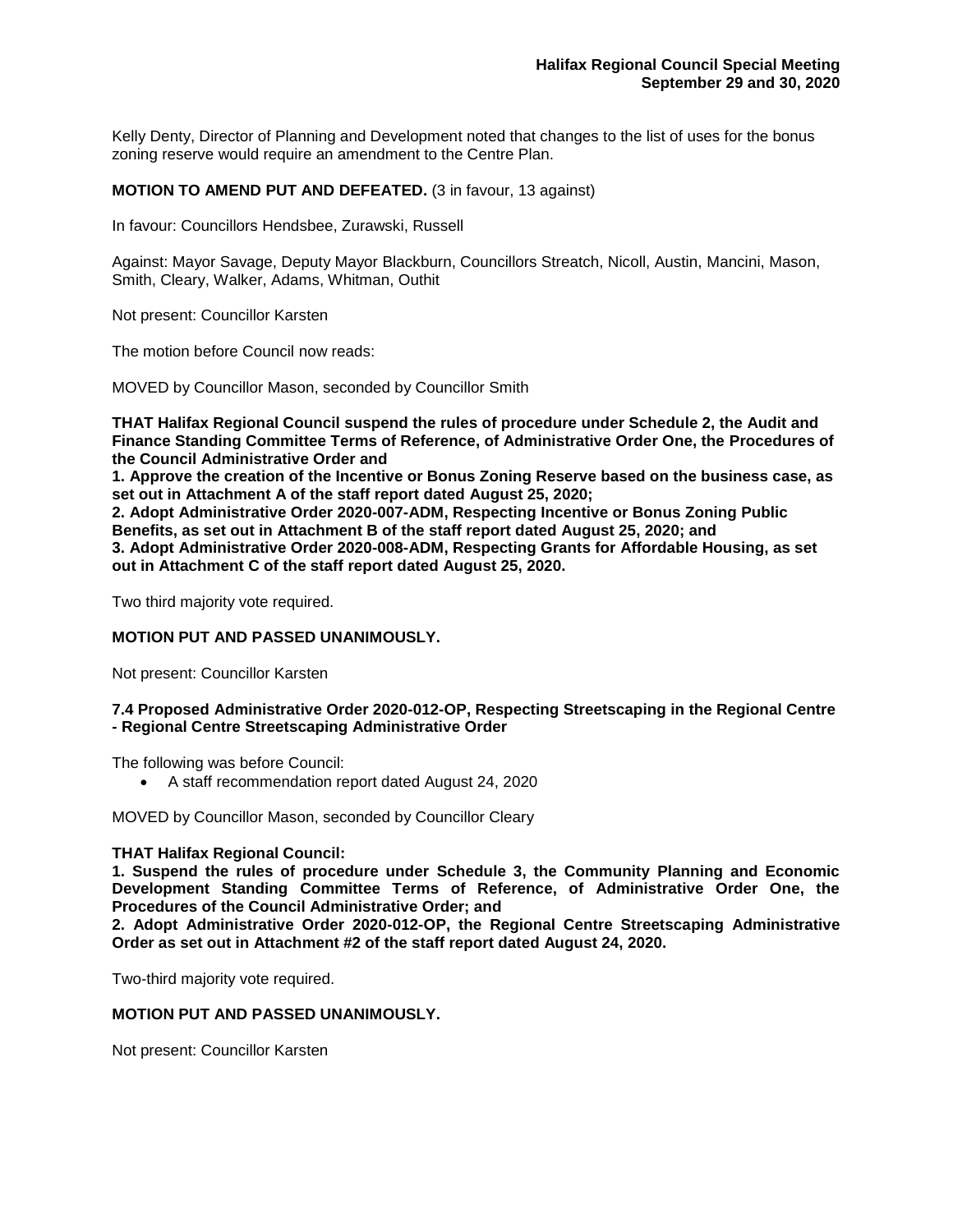Kelly Denty, Director of Planning and Development noted that changes to the list of uses for the bonus zoning reserve would require an amendment to the Centre Plan.

**MOTION TO AMEND PUT AND DEFEATED.** (3 in favour, 13 against)

In favour: Councillors Hendsbee, Zurawski, Russell

Against: Mayor Savage, Deputy Mayor Blackburn, Councillors Streatch, Nicoll, Austin, Mancini, Mason, Smith, Cleary, Walker, Adams, Whitman, Outhit

Not present: Councillor Karsten

The motion before Council now reads:

MOVED by Councillor Mason, seconded by Councillor Smith

**THAT Halifax Regional Council suspend the rules of procedure under Schedule 2, the Audit and Finance Standing Committee Terms of Reference, of Administrative Order One, the Procedures of the Council Administrative Order and**
**1. Approve the creation of the Incentive or Bonus Zoning Reserve based on the business case, as set out in Attachment A of the staff report dated August 25, 2020;**
**2. Adopt Administrative Order 2020-007-ADM, Respecting Incentive or Bonus Zoning Public Benefits, as set out in Attachment B of the staff report dated August 25, 2020; and**
**3. Adopt Administrative Order 2020-008-ADM, Respecting Grants for Affordable Housing, as set out in Attachment C of the staff report dated August 25, 2020.**

Two third majority vote required.

**MOTION PUT AND PASSED UNANIMOUSLY.**

Not present: Councillor Karsten

### 7.4 Proposed Administrative Order 2020-012-OP, Respecting Streetscaping in the Regional Centre - Regional Centre Streetscaping Administrative Order

The following was before Council:

- A staff recommendation report dated August 24, 2020

MOVED by Councillor Mason, seconded by Councillor Cleary

**THAT Halifax Regional Council:**
**1. Suspend the rules of procedure under Schedule 3, the Community Planning and Economic Development Standing Committee Terms of Reference, of Administrative Order One, the Procedures of the Council Administrative Order; and**
**2. Adopt Administrative Order 2020-012-OP, the Regional Centre Streetscaping Administrative Order as set out in Attachment #2 of the staff report dated August 24, 2020.**

Two-third majority vote required.

**MOTION PUT AND PASSED UNANIMOUSLY.**

Not present: Councillor Karsten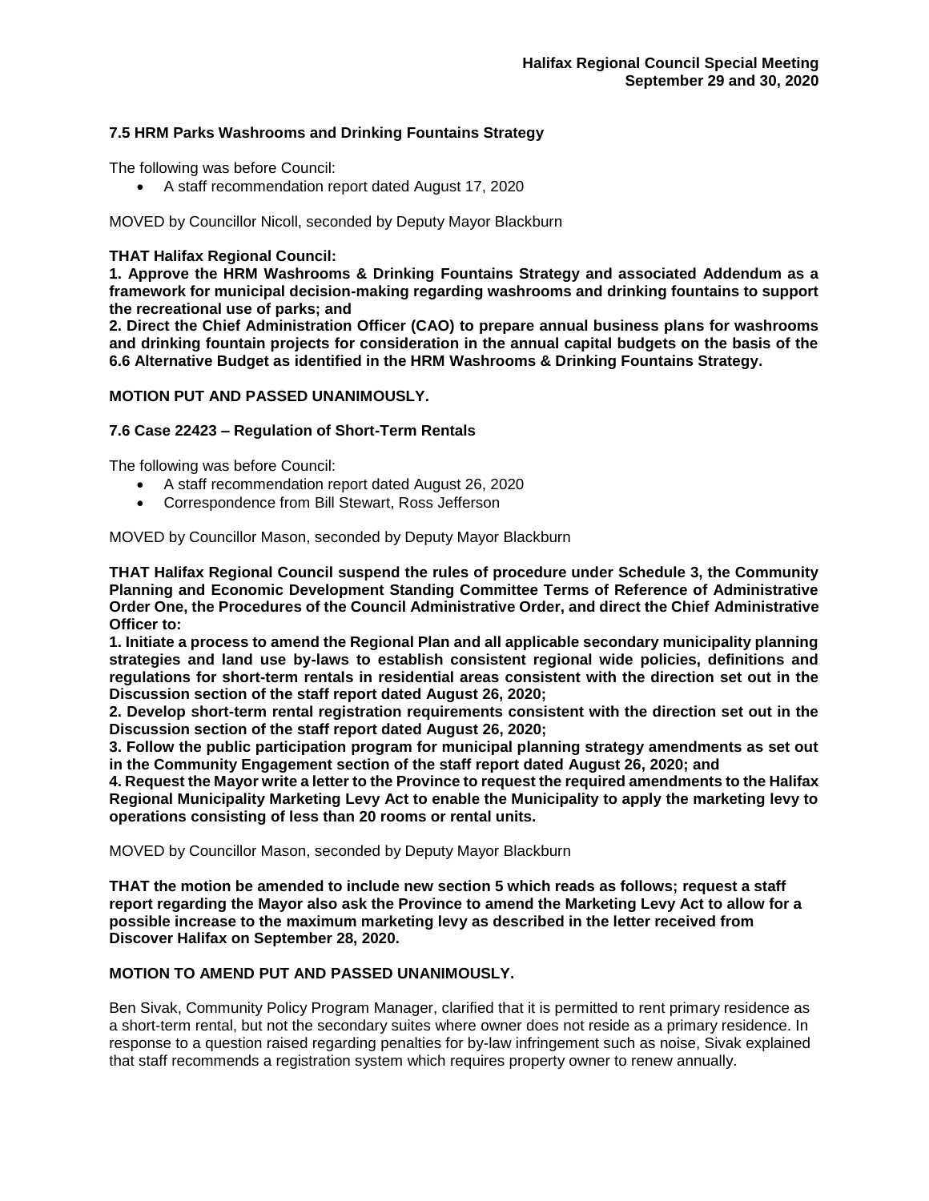### 7.5 HRM Parks Washrooms and Drinking Fountains Strategy

The following was before Council:

- A staff recommendation report dated August 17, 2020

MOVED by Councillor Nicoll, seconded by Deputy Mayor Blackburn

**THAT Halifax Regional Council:**

**1. Approve the HRM Washrooms & Drinking Fountains Strategy and associated Addendum as a framework for municipal decision-making regarding washrooms and drinking fountains to support the recreational use of parks; and**

**2. Direct the Chief Administration Officer (CAO) to prepare annual business plans for washrooms and drinking fountain projects for consideration in the annual capital budgets on the basis of the 6.6 Alternative Budget as identified in the HRM Washrooms & Drinking Fountains Strategy.**

**MOTION PUT AND PASSED UNANIMOUSLY.**

### 7.6 Case 22423 – Regulation of Short-Term Rentals

The following was before Council:

- A staff recommendation report dated August 26, 2020
- Correspondence from Bill Stewart, Ross Jefferson

MOVED by Councillor Mason, seconded by Deputy Mayor Blackburn

**THAT Halifax Regional Council suspend the rules of procedure under Schedule 3, the Community Planning and Economic Development Standing Committee Terms of Reference of Administrative Order One, the Procedures of the Council Administrative Order, and direct the Chief Administrative Officer to:**

**1. Initiate a process to amend the Regional Plan and all applicable secondary municipality planning strategies and land use by-laws to establish consistent regional wide policies, definitions and regulations for short-term rentals in residential areas consistent with the direction set out in the Discussion section of the staff report dated August 26, 2020;**

**2. Develop short-term rental registration requirements consistent with the direction set out in the Discussion section of the staff report dated August 26, 2020;**

**3. Follow the public participation program for municipal planning strategy amendments as set out in the Community Engagement section of the staff report dated August 26, 2020; and**

**4. Request the Mayor write a letter to the Province to request the required amendments to the Halifax Regional Municipality Marketing Levy Act to enable the Municipality to apply the marketing levy to operations consisting of less than 20 rooms or rental units.**

MOVED by Councillor Mason, seconded by Deputy Mayor Blackburn

**THAT the motion be amended to include new section 5 which reads as follows; request a staff report regarding the Mayor also ask the Province to amend the Marketing Levy Act to allow for a possible increase to the maximum marketing levy as described in the letter received from Discover Halifax on September 28, 2020.**

**MOTION TO AMEND PUT AND PASSED UNANIMOUSLY.**

Ben Sivak, Community Policy Program Manager, clarified that it is permitted to rent primary residence as a short-term rental, but not the secondary suites where owner does not reside as a primary residence. In response to a question raised regarding penalties for by-law infringement such as noise, Sivak explained that staff recommends a registration system which requires property owner to renew annually.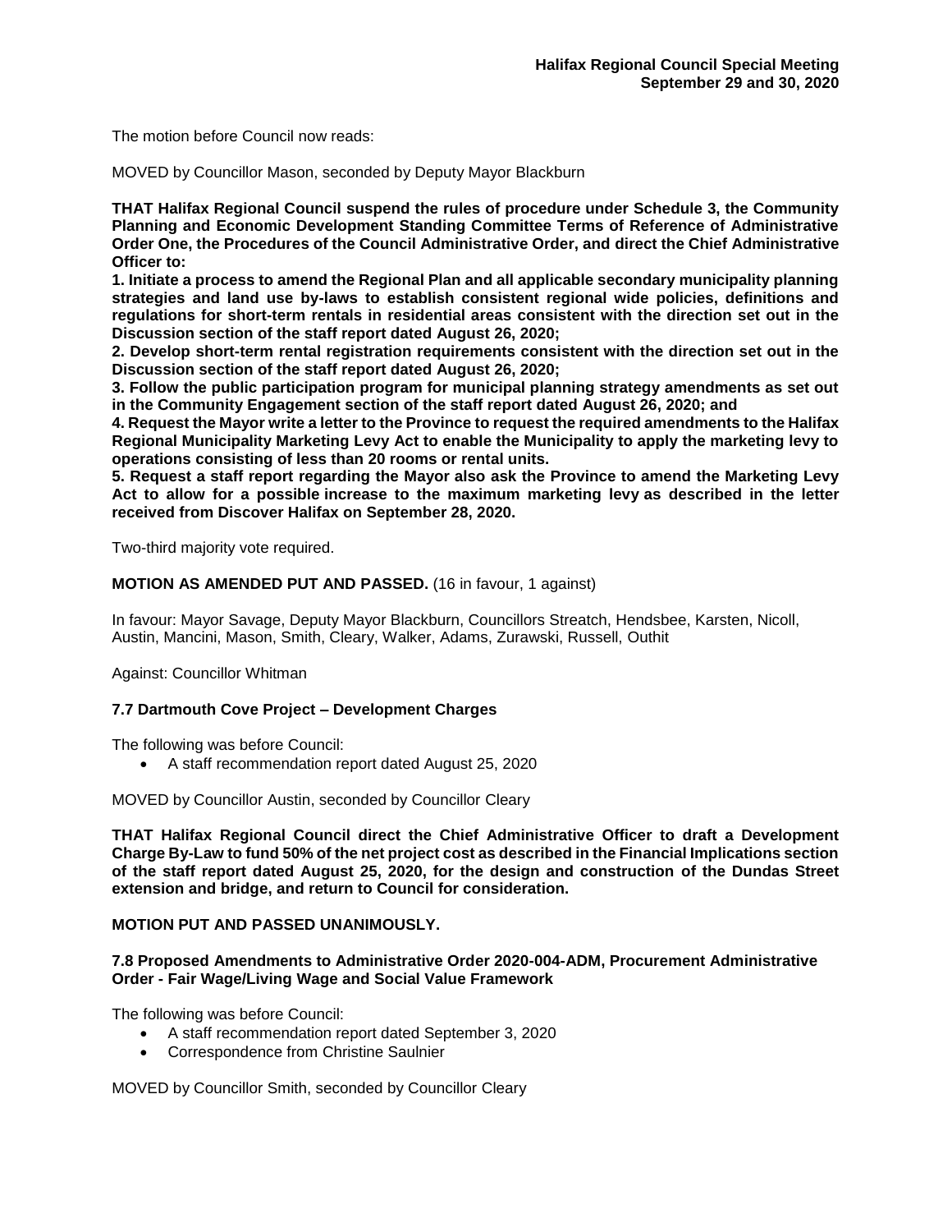The motion before Council now reads:

MOVED by Councillor Mason, seconded by Deputy Mayor Blackburn

**THAT Halifax Regional Council suspend the rules of procedure under Schedule 3, the Community Planning and Economic Development Standing Committee Terms of Reference of Administrative Order One, the Procedures of the Council Administrative Order, and direct the Chief Administrative Officer to:**

**1. Initiate a process to amend the Regional Plan and all applicable secondary municipality planning strategies and land use by-laws to establish consistent regional wide policies, definitions and regulations for short-term rentals in residential areas consistent with the direction set out in the Discussion section of the staff report dated August 26, 2020;**

**2. Develop short-term rental registration requirements consistent with the direction set out in the Discussion section of the staff report dated August 26, 2020;**

**3. Follow the public participation program for municipal planning strategy amendments as set out in the Community Engagement section of the staff report dated August 26, 2020; and**

**4. Request the Mayor write a letter to the Province to request the required amendments to the Halifax Regional Municipality Marketing Levy Act to enable the Municipality to apply the marketing levy to operations consisting of less than 20 rooms or rental units.**

**5. Request a staff report regarding the Mayor also ask the Province to amend the Marketing Levy Act to allow for a possible increase to the maximum marketing levy as described in the letter received from Discover Halifax on September 28, 2020.**

Two-third majority vote required.

**MOTION AS AMENDED PUT AND PASSED.** (16 in favour, 1 against)

In favour: Mayor Savage, Deputy Mayor Blackburn, Councillors Streatch, Hendsbee, Karsten, Nicoll, Austin, Mancini, Mason, Smith, Cleary, Walker, Adams, Zurawski, Russell, Outhit

Against: Councillor Whitman

### 7.7 Dartmouth Cove Project – Development Charges

The following was before Council:

- A staff recommendation report dated August 25, 2020

MOVED by Councillor Austin, seconded by Councillor Cleary

**THAT Halifax Regional Council direct the Chief Administrative Officer to draft a Development Charge By-Law to fund 50% of the net project cost as described in the Financial Implications section of the staff report dated August 25, 2020, for the design and construction of the Dundas Street extension and bridge, and return to Council for consideration.**

**MOTION PUT AND PASSED UNANIMOUSLY.**

### 7.8 Proposed Amendments to Administrative Order 2020-004-ADM, Procurement Administrative Order - Fair Wage/Living Wage and Social Value Framework

The following was before Council:

- A staff recommendation report dated September 3, 2020
- Correspondence from Christine Saulnier

MOVED by Councillor Smith, seconded by Councillor Cleary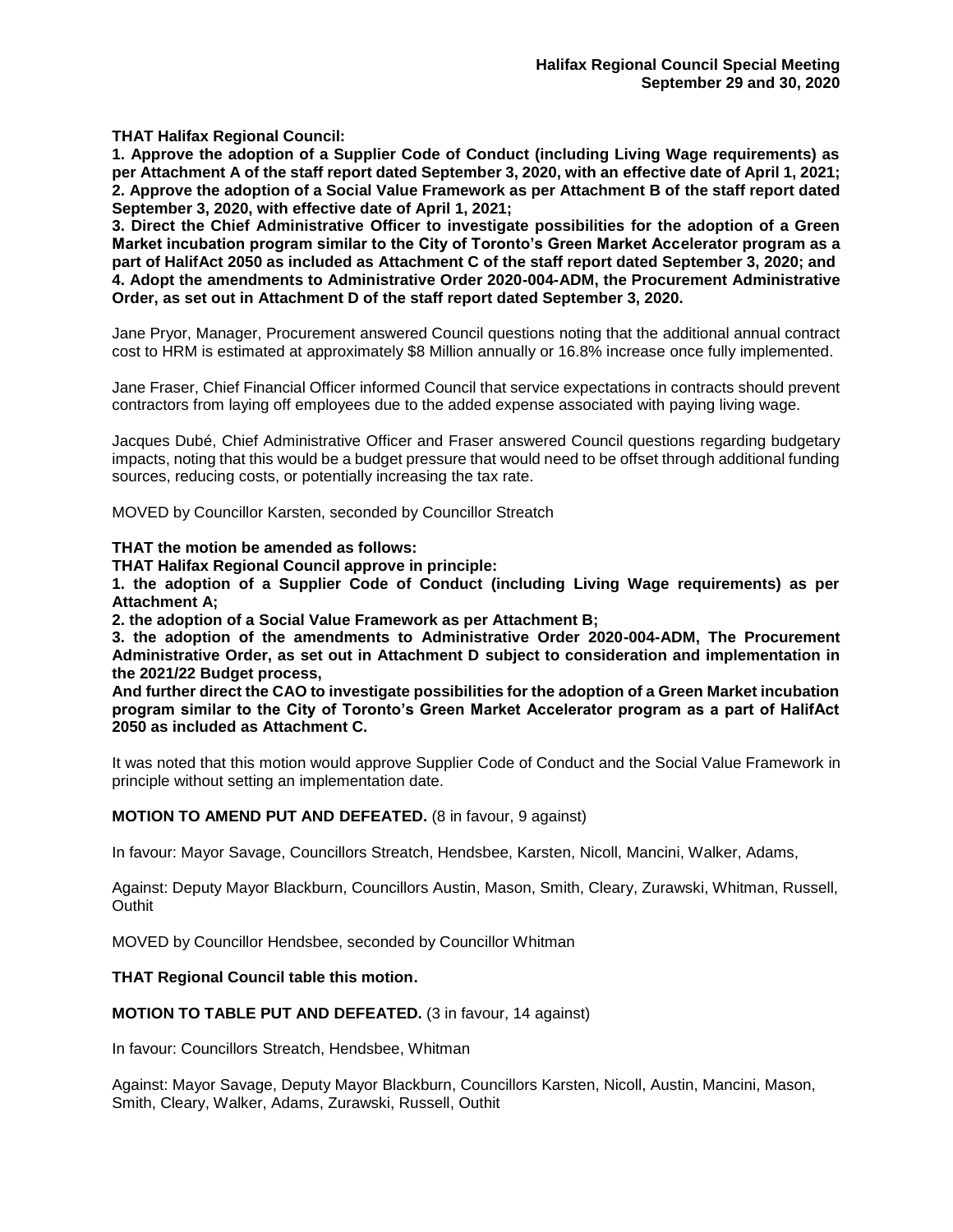**THAT Halifax Regional Council:**

**1. Approve the adoption of a Supplier Code of Conduct (including Living Wage requirements) as per Attachment A of the staff report dated September 3, 2020, with an effective date of April 1, 2021;**
**2. Approve the adoption of a Social Value Framework as per Attachment B of the staff report dated September 3, 2020, with effective date of April 1, 2021;**
**3. Direct the Chief Administrative Officer to investigate possibilities for the adoption of a Green Market incubation program similar to the City of Toronto's Green Market Accelerator program as a part of HalifAct 2050 as included as Attachment C of the staff report dated September 3, 2020; and**
**4. Adopt the amendments to Administrative Order 2020-004-ADM, the Procurement Administrative Order, as set out in Attachment D of the staff report dated September 3, 2020.**

Jane Pryor, Manager, Procurement answered Council questions noting that the additional annual contract cost to HRM is estimated at approximately $8 Million annually or 16.8% increase once fully implemented.

Jane Fraser, Chief Financial Officer informed Council that service expectations in contracts should prevent contractors from laying off employees due to the added expense associated with paying living wage.

Jacques Dubé, Chief Administrative Officer and Fraser answered Council questions regarding budgetary impacts, noting that this would be a budget pressure that would need to be offset through additional funding sources, reducing costs, or potentially increasing the tax rate.

MOVED by Councillor Karsten, seconded by Councillor Streatch

**THAT the motion be amended as follows:**
**THAT Halifax Regional Council approve in principle:**
**1. the adoption of a Supplier Code of Conduct (including Living Wage requirements) as per Attachment A;**
**2. the adoption of a Social Value Framework as per Attachment B;**
**3. the adoption of the amendments to Administrative Order 2020-004-ADM, The Procurement Administrative Order, as set out in Attachment D subject to consideration and implementation in the 2021/22 Budget process,**
**And further direct the CAO to investigate possibilities for the adoption of a Green Market incubation program similar to the City of Toronto's Green Market Accelerator program as a part of HalifAct 2050 as included as Attachment C.**

It was noted that this motion would approve Supplier Code of Conduct and the Social Value Framework in principle without setting an implementation date.

**MOTION TO AMEND PUT AND DEFEATED.** (8 in favour, 9 against)

In favour: Mayor Savage, Councillors Streatch, Hendsbee, Karsten, Nicoll, Mancini, Walker, Adams,

Against: Deputy Mayor Blackburn, Councillors Austin, Mason, Smith, Cleary, Zurawski, Whitman, Russell, Outhit

MOVED by Councillor Hendsbee, seconded by Councillor Whitman

**THAT Regional Council table this motion.**

**MOTION TO TABLE PUT AND DEFEATED.** (3 in favour, 14 against)

In favour: Councillors Streatch, Hendsbee, Whitman

Against: Mayor Savage, Deputy Mayor Blackburn, Councillors Karsten, Nicoll, Austin, Mancini, Mason, Smith, Cleary, Walker, Adams, Zurawski, Russell, Outhit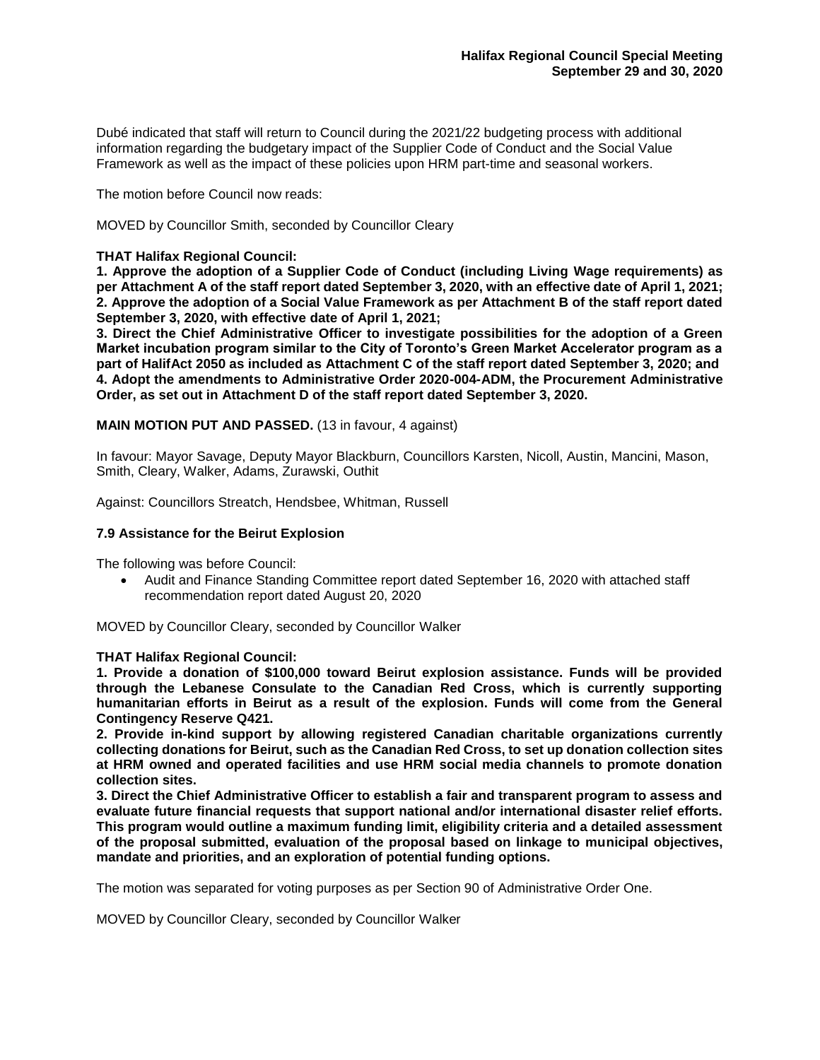Dubé indicated that staff will return to Council during the 2021/22 budgeting process with additional information regarding the budgetary impact of the Supplier Code of Conduct and the Social Value Framework as well as the impact of these policies upon HRM part-time and seasonal workers.

The motion before Council now reads:

MOVED by Councillor Smith, seconded by Councillor Cleary

**THAT Halifax Regional Council:**
**1. Approve the adoption of a Supplier Code of Conduct (including Living Wage requirements) as per Attachment A of the staff report dated September 3, 2020, with an effective date of April 1, 2021;**
**2. Approve the adoption of a Social Value Framework as per Attachment B of the staff report dated September 3, 2020, with effective date of April 1, 2021;**
**3. Direct the Chief Administrative Officer to investigate possibilities for the adoption of a Green Market incubation program similar to the City of Toronto's Green Market Accelerator program as a part of HalifAct 2050 as included as Attachment C of the staff report dated September 3, 2020; and**
**4. Adopt the amendments to Administrative Order 2020-004-ADM, the Procurement Administrative Order, as set out in Attachment D of the staff report dated September 3, 2020.**

**MAIN MOTION PUT AND PASSED.** (13 in favour, 4 against)

In favour: Mayor Savage, Deputy Mayor Blackburn, Councillors Karsten, Nicoll, Austin, Mancini, Mason, Smith, Cleary, Walker, Adams, Zurawski, Outhit

Against: Councillors Streatch, Hendsbee, Whitman, Russell

### 7.9 Assistance for the Beirut Explosion

The following was before Council:

- Audit and Finance Standing Committee report dated September 16, 2020 with attached staff recommendation report dated August 20, 2020

MOVED by Councillor Cleary, seconded by Councillor Walker

**THAT Halifax Regional Council:**
**1. Provide a donation of $100,000 toward Beirut explosion assistance. Funds will be provided through the Lebanese Consulate to the Canadian Red Cross, which is currently supporting humanitarian efforts in Beirut as a result of the explosion. Funds will come from the General Contingency Reserve Q421.**
**2. Provide in-kind support by allowing registered Canadian charitable organizations currently collecting donations for Beirut, such as the Canadian Red Cross, to set up donation collection sites at HRM owned and operated facilities and use HRM social media channels to promote donation collection sites.**
**3. Direct the Chief Administrative Officer to establish a fair and transparent program to assess and evaluate future financial requests that support national and/or international disaster relief efforts. This program would outline a maximum funding limit, eligibility criteria and a detailed assessment of the proposal submitted, evaluation of the proposal based on linkage to municipal objectives, mandate and priorities, and an exploration of potential funding options.**

The motion was separated for voting purposes as per Section 90 of Administrative Order One.

MOVED by Councillor Cleary, seconded by Councillor Walker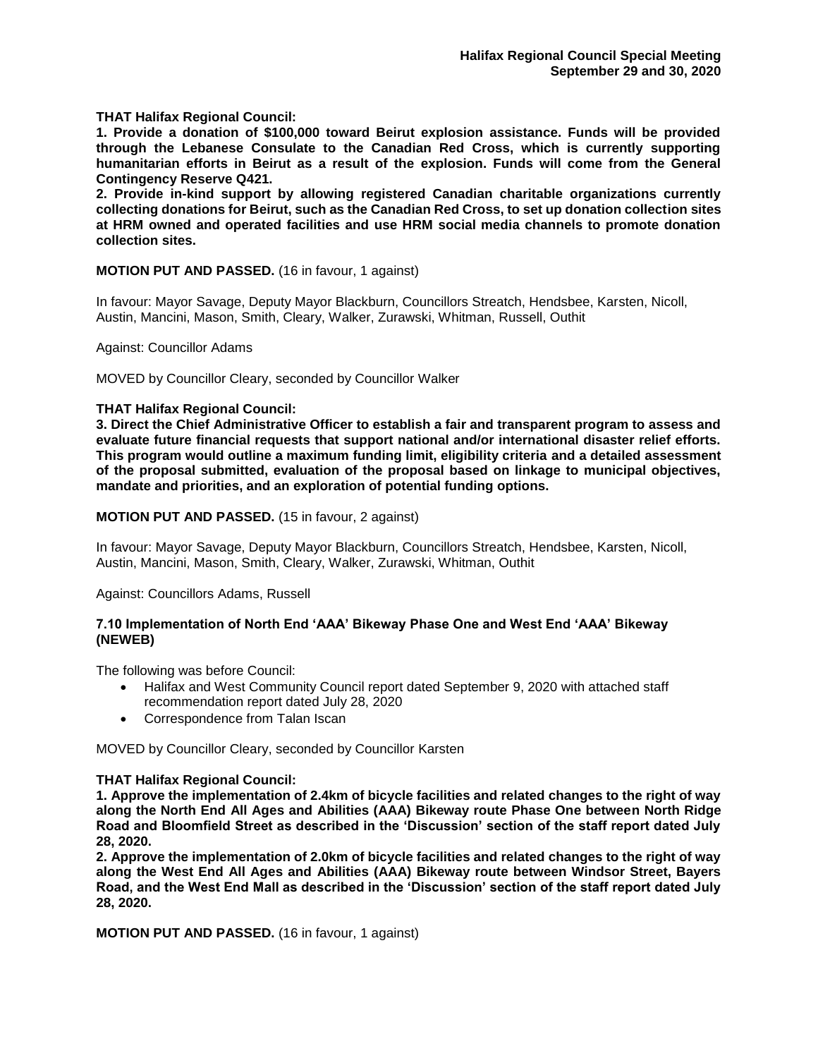**THAT Halifax Regional Council:**

**1. Provide a donation of $100,000 toward Beirut explosion assistance. Funds will be provided through the Lebanese Consulate to the Canadian Red Cross, which is currently supporting humanitarian efforts in Beirut as a result of the explosion. Funds will come from the General Contingency Reserve Q421.**

**2. Provide in-kind support by allowing registered Canadian charitable organizations currently collecting donations for Beirut, such as the Canadian Red Cross, to set up donation collection sites at HRM owned and operated facilities and use HRM social media channels to promote donation collection sites.**

**MOTION PUT AND PASSED.** (16 in favour, 1 against)

In favour: Mayor Savage, Deputy Mayor Blackburn, Councillors Streatch, Hendsbee, Karsten, Nicoll, Austin, Mancini, Mason, Smith, Cleary, Walker, Zurawski, Whitman, Russell, Outhit

Against: Councillor Adams

MOVED by Councillor Cleary, seconded by Councillor Walker

**THAT Halifax Regional Council:**

**3. Direct the Chief Administrative Officer to establish a fair and transparent program to assess and evaluate future financial requests that support national and/or international disaster relief efforts. This program would outline a maximum funding limit, eligibility criteria and a detailed assessment of the proposal submitted, evaluation of the proposal based on linkage to municipal objectives, mandate and priorities, and an exploration of potential funding options.**

**MOTION PUT AND PASSED.** (15 in favour, 2 against)

In favour: Mayor Savage, Deputy Mayor Blackburn, Councillors Streatch, Hendsbee, Karsten, Nicoll, Austin, Mancini, Mason, Smith, Cleary, Walker, Zurawski, Whitman, Outhit

Against: Councillors Adams, Russell

### 7.10 Implementation of North End 'AAA' Bikeway Phase One and West End 'AAA' Bikeway (NEWEB)

The following was before Council:

- Halifax and West Community Council report dated September 9, 2020 with attached staff recommendation report dated July 28, 2020
- Correspondence from Talan Iscan

MOVED by Councillor Cleary, seconded by Councillor Karsten

**THAT Halifax Regional Council:**

**1. Approve the implementation of 2.4km of bicycle facilities and related changes to the right of way along the North End All Ages and Abilities (AAA) Bikeway route Phase One between North Ridge Road and Bloomfield Street as described in the 'Discussion' section of the staff report dated July 28, 2020.**

**2. Approve the implementation of 2.0km of bicycle facilities and related changes to the right of way along the West End All Ages and Abilities (AAA) Bikeway route between Windsor Street, Bayers Road, and the West End Mall as described in the 'Discussion' section of the staff report dated July 28, 2020.**

**MOTION PUT AND PASSED.** (16 in favour, 1 against)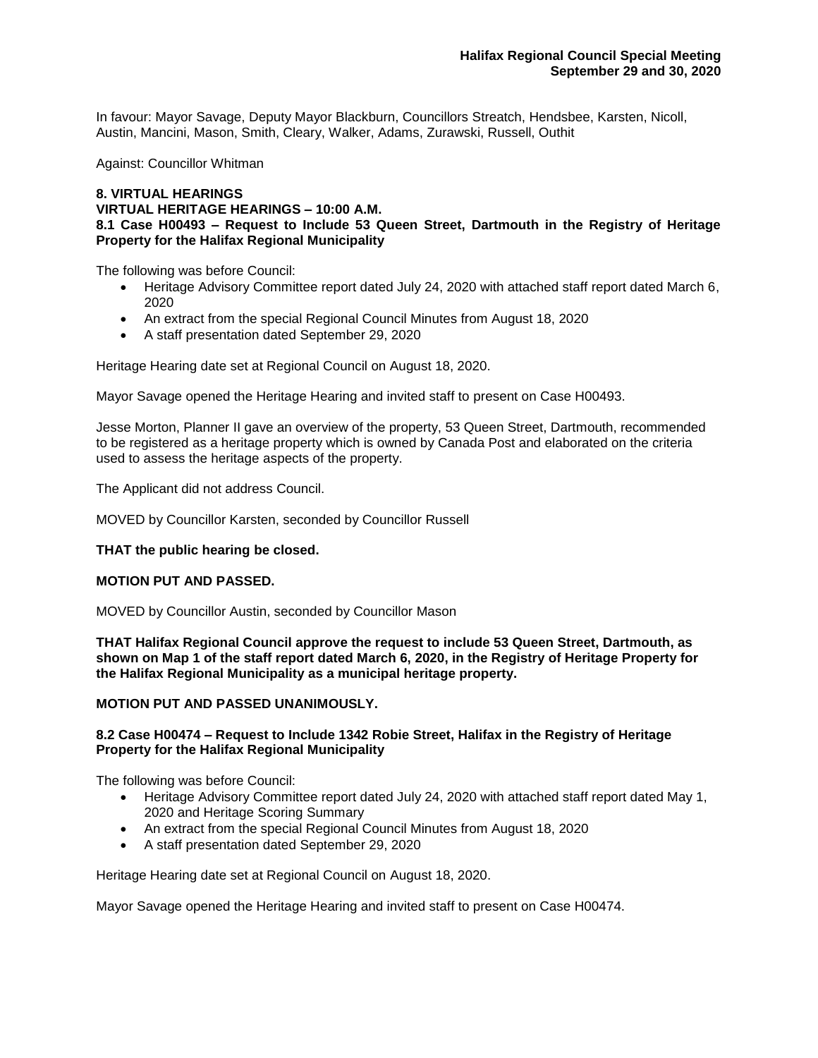In favour: Mayor Savage, Deputy Mayor Blackburn, Councillors Streatch, Hendsbee, Karsten, Nicoll, Austin, Mancini, Mason, Smith, Cleary, Walker, Adams, Zurawski, Russell, Outhit

Against: Councillor Whitman

## 8. VIRTUAL HEARINGS

### VIRTUAL HERITAGE HEARINGS – 10:00 A.M.

### 8.1 Case H00493 – Request to Include 53 Queen Street, Dartmouth in the Registry of Heritage Property for the Halifax Regional Municipality

The following was before Council:

- Heritage Advisory Committee report dated July 24, 2020 with attached staff report dated March 6, 2020
- An extract from the special Regional Council Minutes from August 18, 2020
- A staff presentation dated September 29, 2020

Heritage Hearing date set at Regional Council on August 18, 2020.

Mayor Savage opened the Heritage Hearing and invited staff to present on Case H00493.

Jesse Morton, Planner II gave an overview of the property, 53 Queen Street, Dartmouth, recommended to be registered as a heritage property which is owned by Canada Post and elaborated on the criteria used to assess the heritage aspects of the property.

The Applicant did not address Council.

MOVED by Councillor Karsten, seconded by Councillor Russell

**THAT the public hearing be closed.**

**MOTION PUT AND PASSED.**

MOVED by Councillor Austin, seconded by Councillor Mason

**THAT Halifax Regional Council approve the request to include 53 Queen Street, Dartmouth, as shown on Map 1 of the staff report dated March 6, 2020, in the Registry of Heritage Property for the Halifax Regional Municipality as a municipal heritage property.**

**MOTION PUT AND PASSED UNANIMOUSLY.**

### 8.2 Case H00474 – Request to Include 1342 Robie Street, Halifax in the Registry of Heritage Property for the Halifax Regional Municipality

The following was before Council:

- Heritage Advisory Committee report dated July 24, 2020 with attached staff report dated May 1, 2020 and Heritage Scoring Summary
- An extract from the special Regional Council Minutes from August 18, 2020
- A staff presentation dated September 29, 2020

Heritage Hearing date set at Regional Council on August 18, 2020.

Mayor Savage opened the Heritage Hearing and invited staff to present on Case H00474.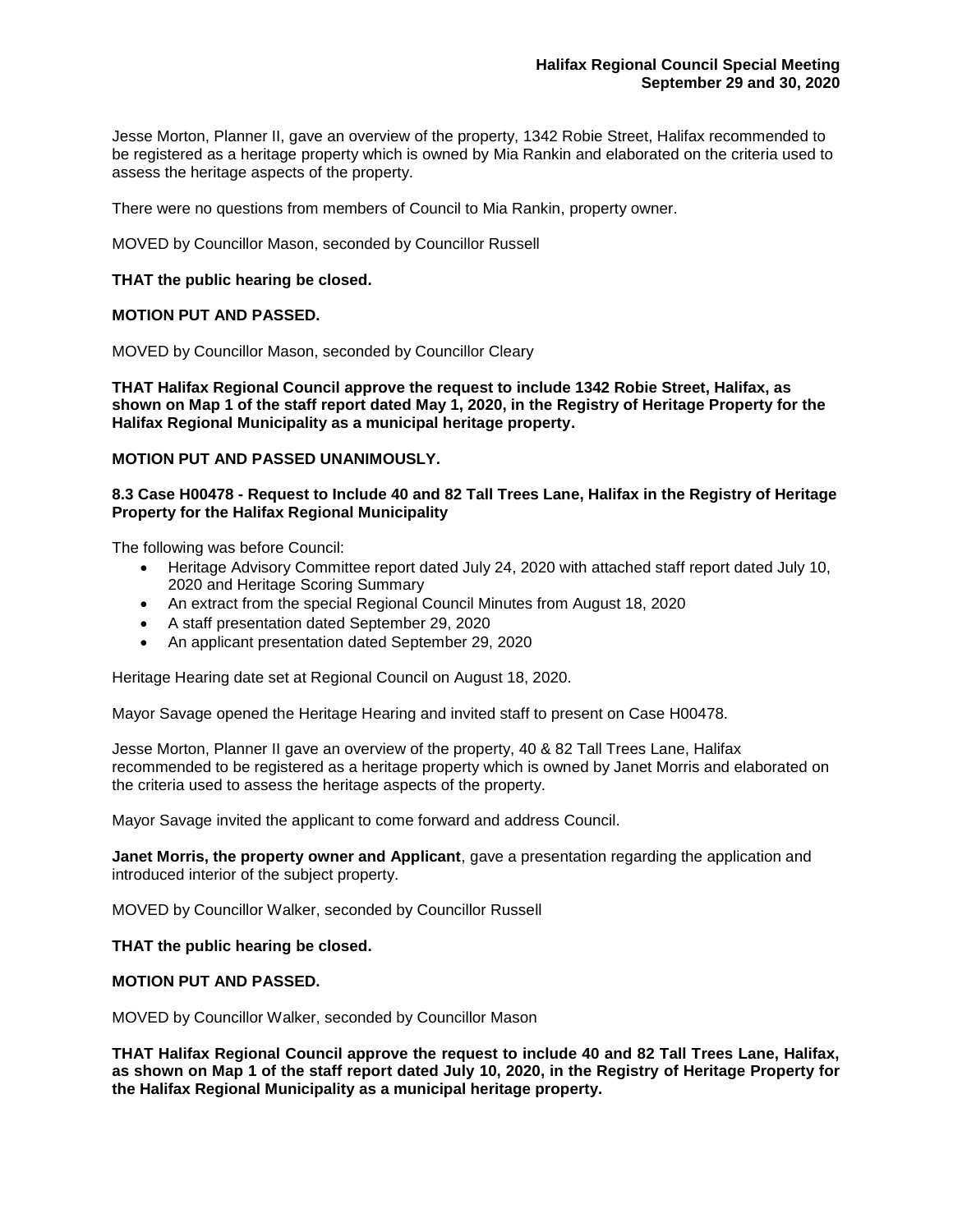Jesse Morton, Planner II, gave an overview of the property, 1342 Robie Street, Halifax recommended to be registered as a heritage property which is owned by Mia Rankin and elaborated on the criteria used to assess the heritage aspects of the property.

There were no questions from members of Council to Mia Rankin, property owner.

MOVED by Councillor Mason, seconded by Councillor Russell

**THAT the public hearing be closed.**

**MOTION PUT AND PASSED.**

MOVED by Councillor Mason, seconded by Councillor Cleary

**THAT Halifax Regional Council approve the request to include 1342 Robie Street, Halifax, as shown on Map 1 of the staff report dated May 1, 2020, in the Registry of Heritage Property for the Halifax Regional Municipality as a municipal heritage property.**

**MOTION PUT AND PASSED UNANIMOUSLY.**

**8.3 Case H00478 - Request to Include 40 and 82 Tall Trees Lane, Halifax in the Registry of Heritage Property for the Halifax Regional Municipality**

The following was before Council:

- Heritage Advisory Committee report dated July 24, 2020 with attached staff report dated July 10, 2020 and Heritage Scoring Summary
- An extract from the special Regional Council Minutes from August 18, 2020
- A staff presentation dated September 29, 2020
- An applicant presentation dated September 29, 2020

Heritage Hearing date set at Regional Council on August 18, 2020.

Mayor Savage opened the Heritage Hearing and invited staff to present on Case H00478.

Jesse Morton, Planner II gave an overview of the property, 40 & 82 Tall Trees Lane, Halifax recommended to be registered as a heritage property which is owned by Janet Morris and elaborated on the criteria used to assess the heritage aspects of the property.

Mayor Savage invited the applicant to come forward and address Council.

**Janet Morris, the property owner and Applicant**, gave a presentation regarding the application and introduced interior of the subject property.

MOVED by Councillor Walker, seconded by Councillor Russell

**THAT the public hearing be closed.**

**MOTION PUT AND PASSED.**

MOVED by Councillor Walker, seconded by Councillor Mason

**THAT Halifax Regional Council approve the request to include 40 and 82 Tall Trees Lane, Halifax, as shown on Map 1 of the staff report dated July 10, 2020, in the Registry of Heritage Property for the Halifax Regional Municipality as a municipal heritage property.**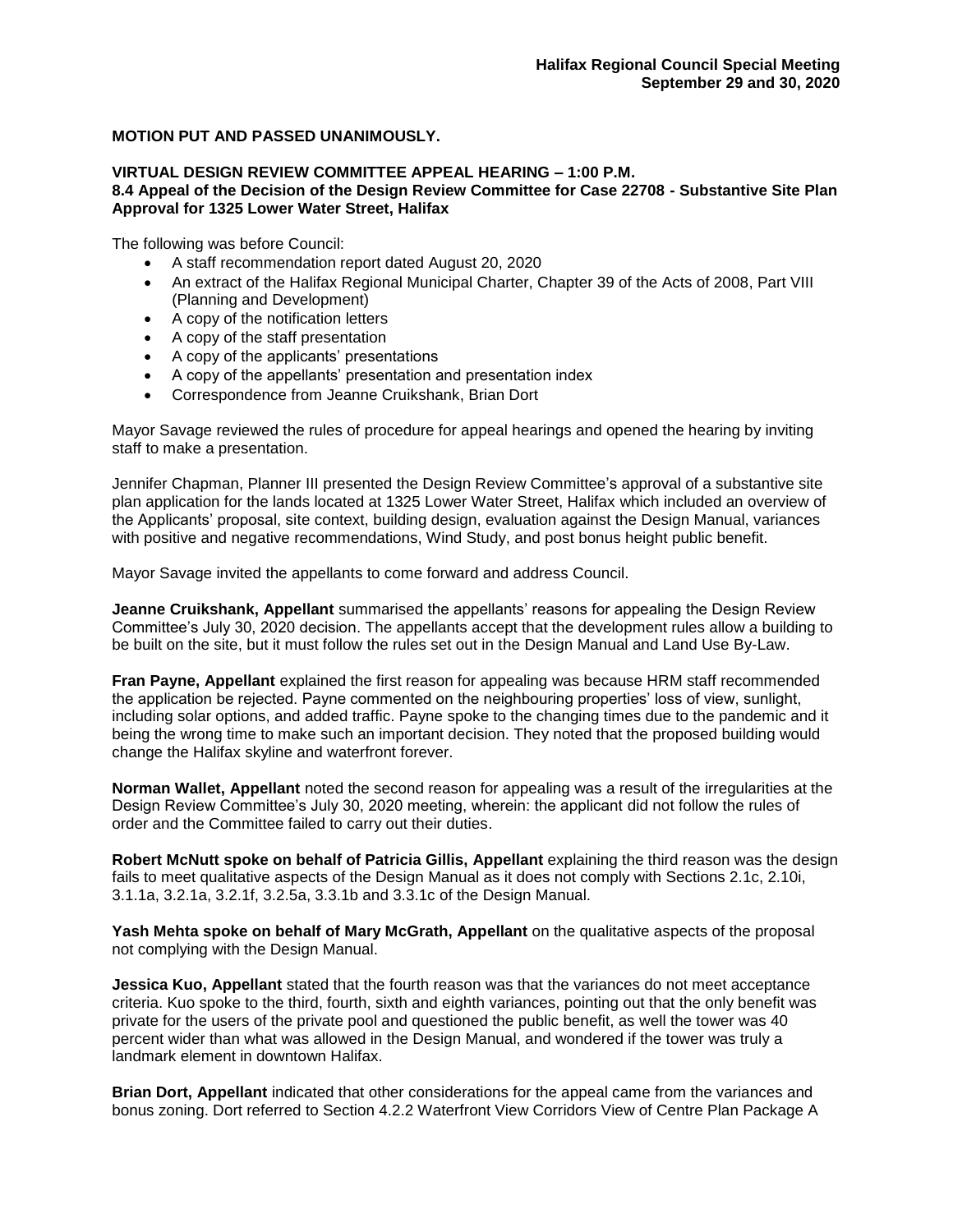**MOTION PUT AND PASSED UNANIMOUSLY.**

**VIRTUAL DESIGN REVIEW COMMITTEE APPEAL HEARING – 1:00 P.M.**
**8.4 Appeal of the Decision of the Design Review Committee for Case 22708 - Substantive Site Plan Approval for 1325 Lower Water Street, Halifax**

The following was before Council:

- A staff recommendation report dated August 20, 2020
- An extract of the Halifax Regional Municipal Charter, Chapter 39 of the Acts of 2008, Part VIII (Planning and Development)
- A copy of the notification letters
- A copy of the staff presentation
- A copy of the applicants' presentations
- A copy of the appellants' presentation and presentation index
- Correspondence from Jeanne Cruikshank, Brian Dort

Mayor Savage reviewed the rules of procedure for appeal hearings and opened the hearing by inviting staff to make a presentation.

Jennifer Chapman, Planner III presented the Design Review Committee's approval of a substantive site plan application for the lands located at 1325 Lower Water Street, Halifax which included an overview of the Applicants' proposal, site context, building design, evaluation against the Design Manual, variances with positive and negative recommendations, Wind Study, and post bonus height public benefit.

Mayor Savage invited the appellants to come forward and address Council.

**Jeanne Cruikshank, Appellant** summarised the appellants' reasons for appealing the Design Review Committee's July 30, 2020 decision. The appellants accept that the development rules allow a building to be built on the site, but it must follow the rules set out in the Design Manual and Land Use By-Law.

**Fran Payne, Appellant** explained the first reason for appealing was because HRM staff recommended the application be rejected. Payne commented on the neighbouring properties' loss of view, sunlight, including solar options, and added traffic. Payne spoke to the changing times due to the pandemic and it being the wrong time to make such an important decision. They noted that the proposed building would change the Halifax skyline and waterfront forever.

**Norman Wallet, Appellant** noted the second reason for appealing was a result of the irregularities at the Design Review Committee's July 30, 2020 meeting, wherein: the applicant did not follow the rules of order and the Committee failed to carry out their duties.

**Robert McNutt spoke on behalf of Patricia Gillis, Appellant** explaining the third reason was the design fails to meet qualitative aspects of the Design Manual as it does not comply with Sections 2.1c, 2.10i, 3.1.1a, 3.2.1a, 3.2.1f, 3.2.5a, 3.3.1b and 3.3.1c of the Design Manual.

**Yash Mehta spoke on behalf of Mary McGrath, Appellant** on the qualitative aspects of the proposal not complying with the Design Manual.

**Jessica Kuo, Appellant** stated that the fourth reason was that the variances do not meet acceptance criteria. Kuo spoke to the third, fourth, sixth and eighth variances, pointing out that the only benefit was private for the users of the private pool and questioned the public benefit, as well the tower was 40 percent wider than what was allowed in the Design Manual, and wondered if the tower was truly a landmark element in downtown Halifax.

**Brian Dort, Appellant** indicated that other considerations for the appeal came from the variances and bonus zoning. Dort referred to Section 4.2.2 Waterfront View Corridors View of Centre Plan Package A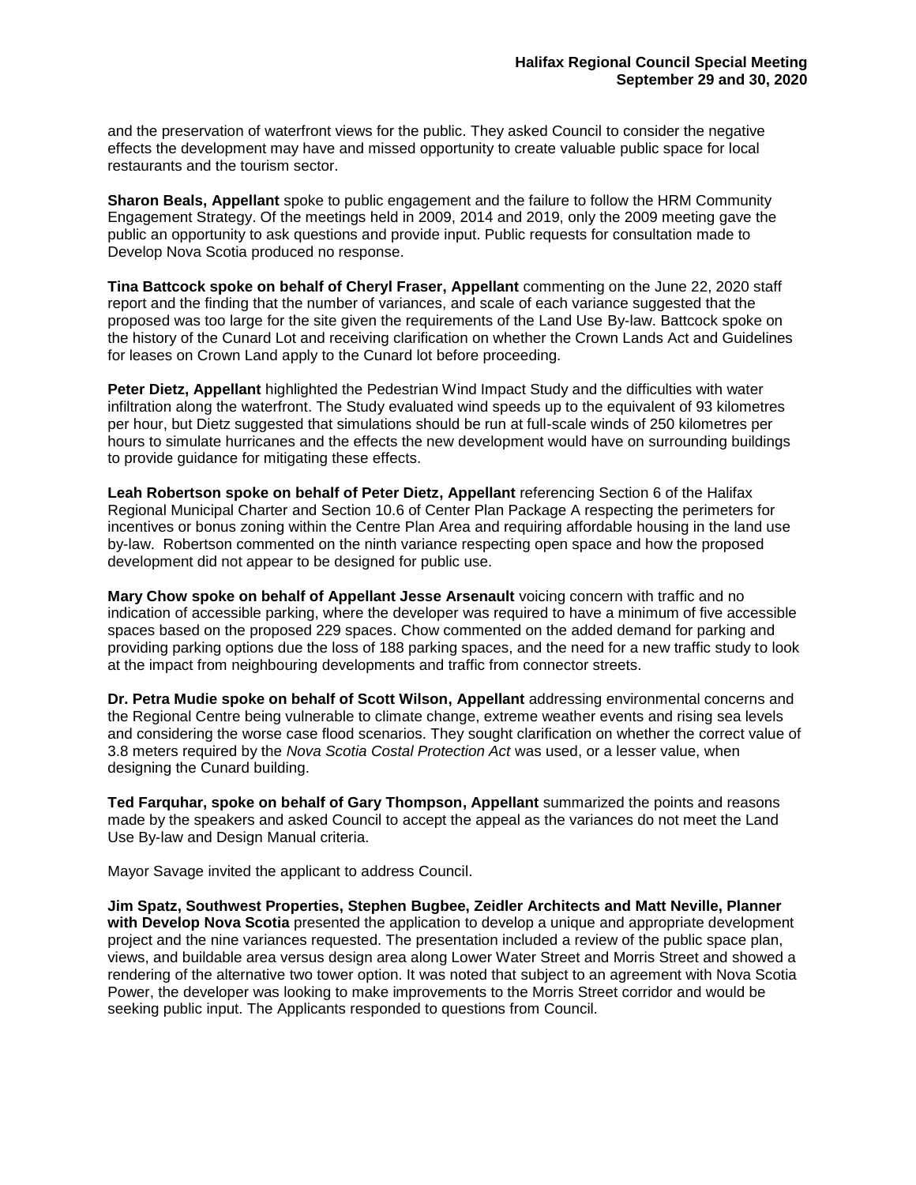and the preservation of waterfront views for the public. They asked Council to consider the negative effects the development may have and missed opportunity to create valuable public space for local restaurants and the tourism sector.

**Sharon Beals, Appellant** spoke to public engagement and the failure to follow the HRM Community Engagement Strategy. Of the meetings held in 2009, 2014 and 2019, only the 2009 meeting gave the public an opportunity to ask questions and provide input. Public requests for consultation made to Develop Nova Scotia produced no response.

**Tina Battcock spoke on behalf of Cheryl Fraser, Appellant** commenting on the June 22, 2020 staff report and the finding that the number of variances, and scale of each variance suggested that the proposed was too large for the site given the requirements of the Land Use By-law. Battcock spoke on the history of the Cunard Lot and receiving clarification on whether the Crown Lands Act and Guidelines for leases on Crown Land apply to the Cunard lot before proceeding.

**Peter Dietz, Appellant** highlighted the Pedestrian Wind Impact Study and the difficulties with water infiltration along the waterfront. The Study evaluated wind speeds up to the equivalent of 93 kilometres per hour, but Dietz suggested that simulations should be run at full-scale winds of 250 kilometres per hours to simulate hurricanes and the effects the new development would have on surrounding buildings to provide guidance for mitigating these effects.

**Leah Robertson spoke on behalf of Peter Dietz, Appellant** referencing Section 6 of the Halifax Regional Municipal Charter and Section 10.6 of Center Plan Package A respecting the perimeters for incentives or bonus zoning within the Centre Plan Area and requiring affordable housing in the land use by-law. Robertson commented on the ninth variance respecting open space and how the proposed development did not appear to be designed for public use.

**Mary Chow spoke on behalf of Appellant Jesse Arsenault** voicing concern with traffic and no indication of accessible parking, where the developer was required to have a minimum of five accessible spaces based on the proposed 229 spaces. Chow commented on the added demand for parking and providing parking options due the loss of 188 parking spaces, and the need for a new traffic study to look at the impact from neighbouring developments and traffic from connector streets.

**Dr. Petra Mudie spoke on behalf of Scott Wilson, Appellant** addressing environmental concerns and the Regional Centre being vulnerable to climate change, extreme weather events and rising sea levels and considering the worse case flood scenarios. They sought clarification on whether the correct value of 3.8 meters required by the *Nova Scotia Costal Protection Act* was used, or a lesser value, when designing the Cunard building.

**Ted Farquhar, spoke on behalf of Gary Thompson, Appellant** summarized the points and reasons made by the speakers and asked Council to accept the appeal as the variances do not meet the Land Use By-law and Design Manual criteria.

Mayor Savage invited the applicant to address Council.

**Jim Spatz, Southwest Properties, Stephen Bugbee, Zeidler Architects and Matt Neville, Planner with Develop Nova Scotia** presented the application to develop a unique and appropriate development project and the nine variances requested. The presentation included a review of the public space plan, views, and buildable area versus design area along Lower Water Street and Morris Street and showed a rendering of the alternative two tower option. It was noted that subject to an agreement with Nova Scotia Power, the developer was looking to make improvements to the Morris Street corridor and would be seeking public input. The Applicants responded to questions from Council.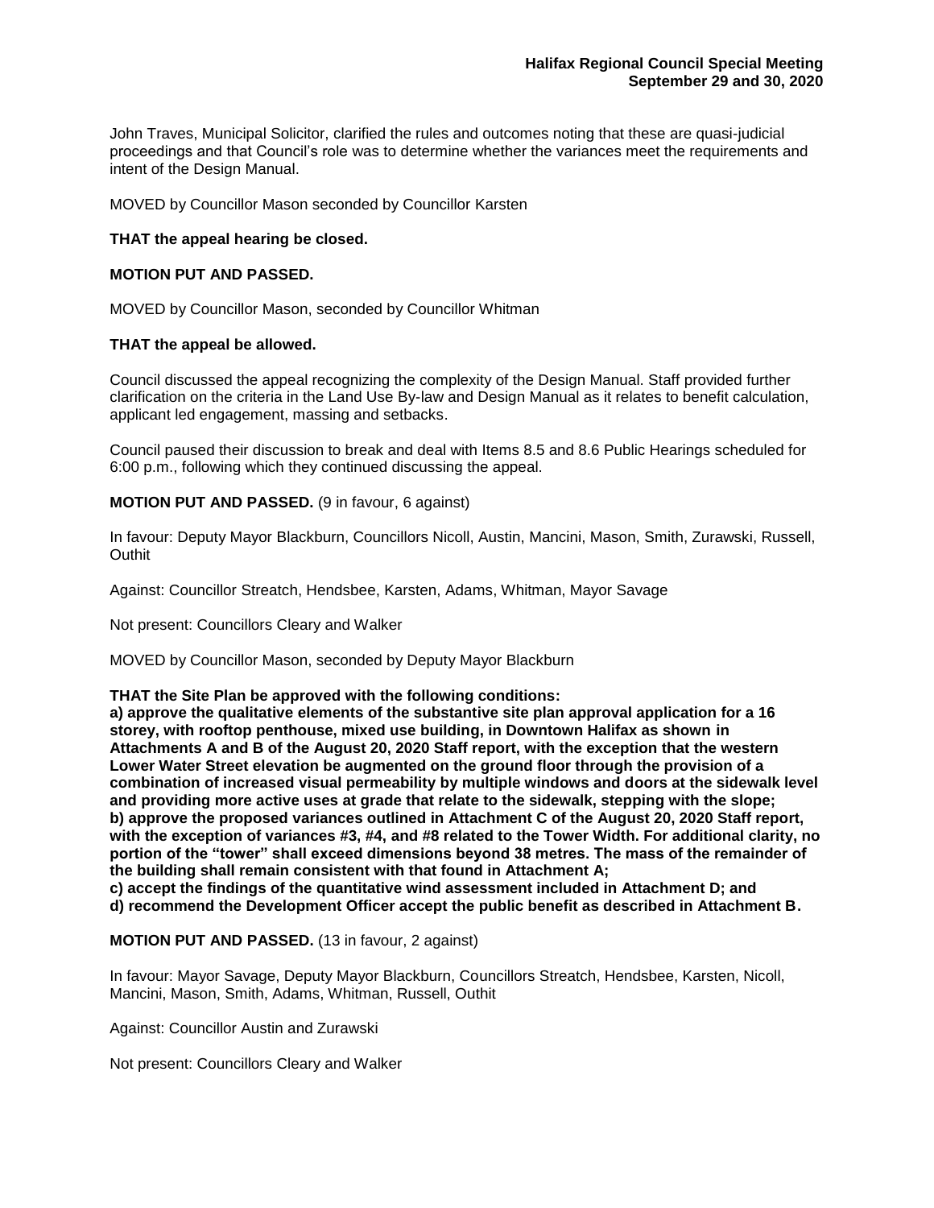John Traves, Municipal Solicitor, clarified the rules and outcomes noting that these are quasi-judicial proceedings and that Council's role was to determine whether the variances meet the requirements and intent of the Design Manual.

MOVED by Councillor Mason seconded by Councillor Karsten

**THAT the appeal hearing be closed.**

**MOTION PUT AND PASSED.**

MOVED by Councillor Mason, seconded by Councillor Whitman

**THAT the appeal be allowed.**

Council discussed the appeal recognizing the complexity of the Design Manual. Staff provided further clarification on the criteria in the Land Use By-law and Design Manual as it relates to benefit calculation, applicant led engagement, massing and setbacks.

Council paused their discussion to break and deal with Items 8.5 and 8.6 Public Hearings scheduled for 6:00 p.m., following which they continued discussing the appeal.

**MOTION PUT AND PASSED.** (9 in favour, 6 against)

In favour: Deputy Mayor Blackburn, Councillors Nicoll, Austin, Mancini, Mason, Smith, Zurawski, Russell, Outhit

Against: Councillor Streatch, Hendsbee, Karsten, Adams, Whitman, Mayor Savage

Not present: Councillors Cleary and Walker

MOVED by Councillor Mason, seconded by Deputy Mayor Blackburn

**THAT the Site Plan be approved with the following conditions:**
**a) approve the qualitative elements of the substantive site plan approval application for a 16 storey, with rooftop penthouse, mixed use building, in Downtown Halifax as shown in Attachments A and B of the August 20, 2020 Staff report, with the exception that the western Lower Water Street elevation be augmented on the ground floor through the provision of a combination of increased visual permeability by multiple windows and doors at the sidewalk level and providing more active uses at grade that relate to the sidewalk, stepping with the slope;**
**b) approve the proposed variances outlined in Attachment C of the August 20, 2020 Staff report, with the exception of variances #3, #4, and #8 related to the Tower Width. For additional clarity, no portion of the "tower" shall exceed dimensions beyond 38 metres. The mass of the remainder of the building shall remain consistent with that found in Attachment A;**
**c) accept the findings of the quantitative wind assessment included in Attachment D; and**
**d) recommend the Development Officer accept the public benefit as described in Attachment B.**

**MOTION PUT AND PASSED.** (13 in favour, 2 against)

In favour: Mayor Savage, Deputy Mayor Blackburn, Councillors Streatch, Hendsbee, Karsten, Nicoll, Mancini, Mason, Smith, Adams, Whitman, Russell, Outhit

Against: Councillor Austin and Zurawski

Not present: Councillors Cleary and Walker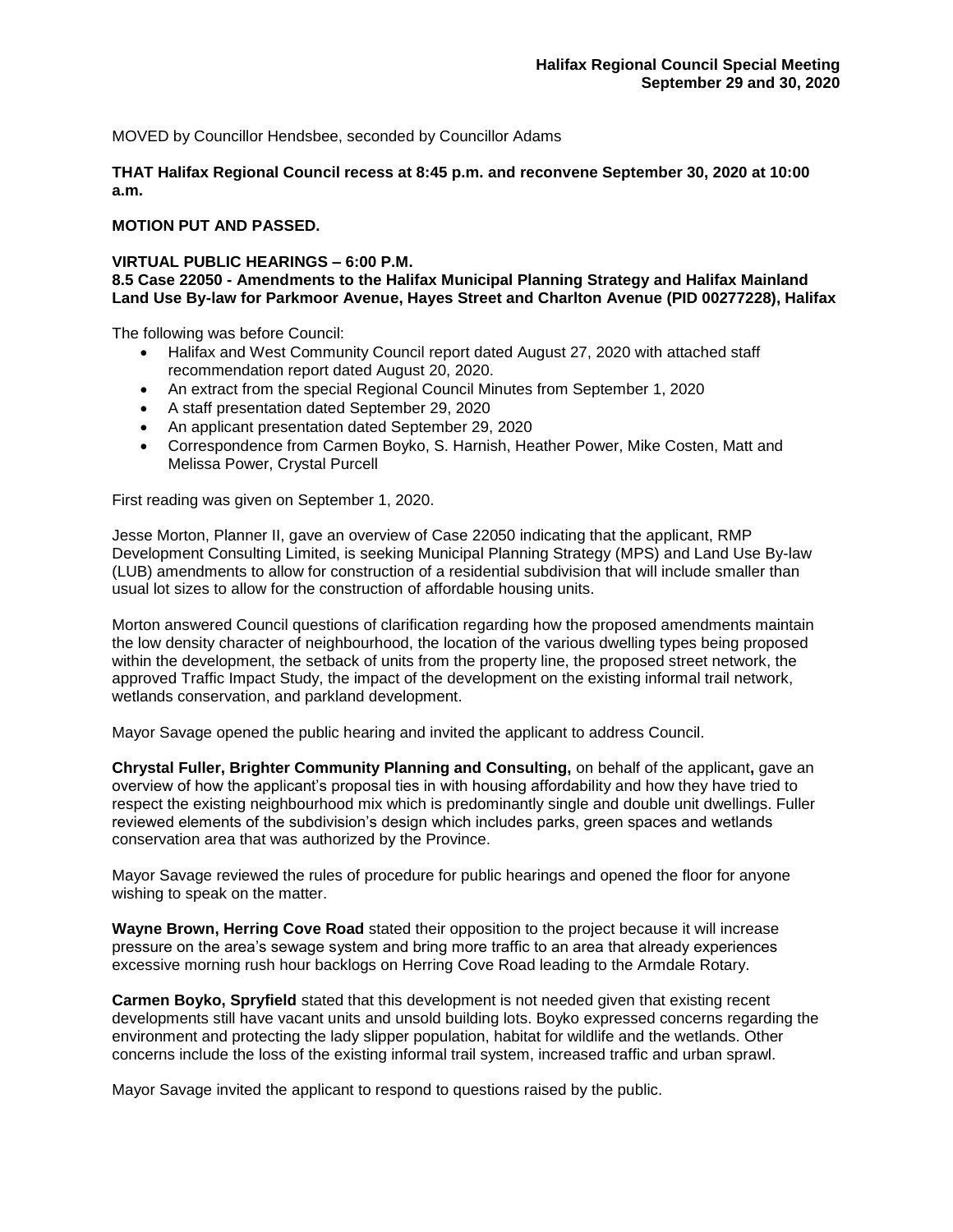MOVED by Councillor Hendsbee, seconded by Councillor Adams

**THAT Halifax Regional Council recess at 8:45 p.m. and reconvene September 30, 2020 at 10:00 a.m.**

**MOTION PUT AND PASSED.**

**VIRTUAL PUBLIC HEARINGS – 6:00 P.M.**
**8.5 Case 22050 - Amendments to the Halifax Municipal Planning Strategy and Halifax Mainland Land Use By-law for Parkmoor Avenue, Hayes Street and Charlton Avenue (PID 00277228), Halifax**

The following was before Council:

- Halifax and West Community Council report dated August 27, 2020 with attached staff recommendation report dated August 20, 2020.
- An extract from the special Regional Council Minutes from September 1, 2020
- A staff presentation dated September 29, 2020
- An applicant presentation dated September 29, 2020
- Correspondence from Carmen Boyko, S. Harnish, Heather Power, Mike Costen, Matt and Melissa Power, Crystal Purcell

First reading was given on September 1, 2020.

Jesse Morton, Planner II, gave an overview of Case 22050 indicating that the applicant, RMP Development Consulting Limited, is seeking Municipal Planning Strategy (MPS) and Land Use By-law (LUB) amendments to allow for construction of a residential subdivision that will include smaller than usual lot sizes to allow for the construction of affordable housing units.

Morton answered Council questions of clarification regarding how the proposed amendments maintain the low density character of neighbourhood, the location of the various dwelling types being proposed within the development, the setback of units from the property line, the proposed street network, the approved Traffic Impact Study, the impact of the development on the existing informal trail network, wetlands conservation, and parkland development.

Mayor Savage opened the public hearing and invited the applicant to address Council.

**Chrystal Fuller, Brighter Community Planning and Consulting,** on behalf of the applicant**,** gave an overview of how the applicant's proposal ties in with housing affordability and how they have tried to respect the existing neighbourhood mix which is predominantly single and double unit dwellings. Fuller reviewed elements of the subdivision's design which includes parks, green spaces and wetlands conservation area that was authorized by the Province.

Mayor Savage reviewed the rules of procedure for public hearings and opened the floor for anyone wishing to speak on the matter.

**Wayne Brown, Herring Cove Road** stated their opposition to the project because it will increase pressure on the area's sewage system and bring more traffic to an area that already experiences excessive morning rush hour backlogs on Herring Cove Road leading to the Armdale Rotary.

**Carmen Boyko, Spryfield** stated that this development is not needed given that existing recent developments still have vacant units and unsold building lots. Boyko expressed concerns regarding the environment and protecting the lady slipper population, habitat for wildlife and the wetlands. Other concerns include the loss of the existing informal trail system, increased traffic and urban sprawl.

Mayor Savage invited the applicant to respond to questions raised by the public.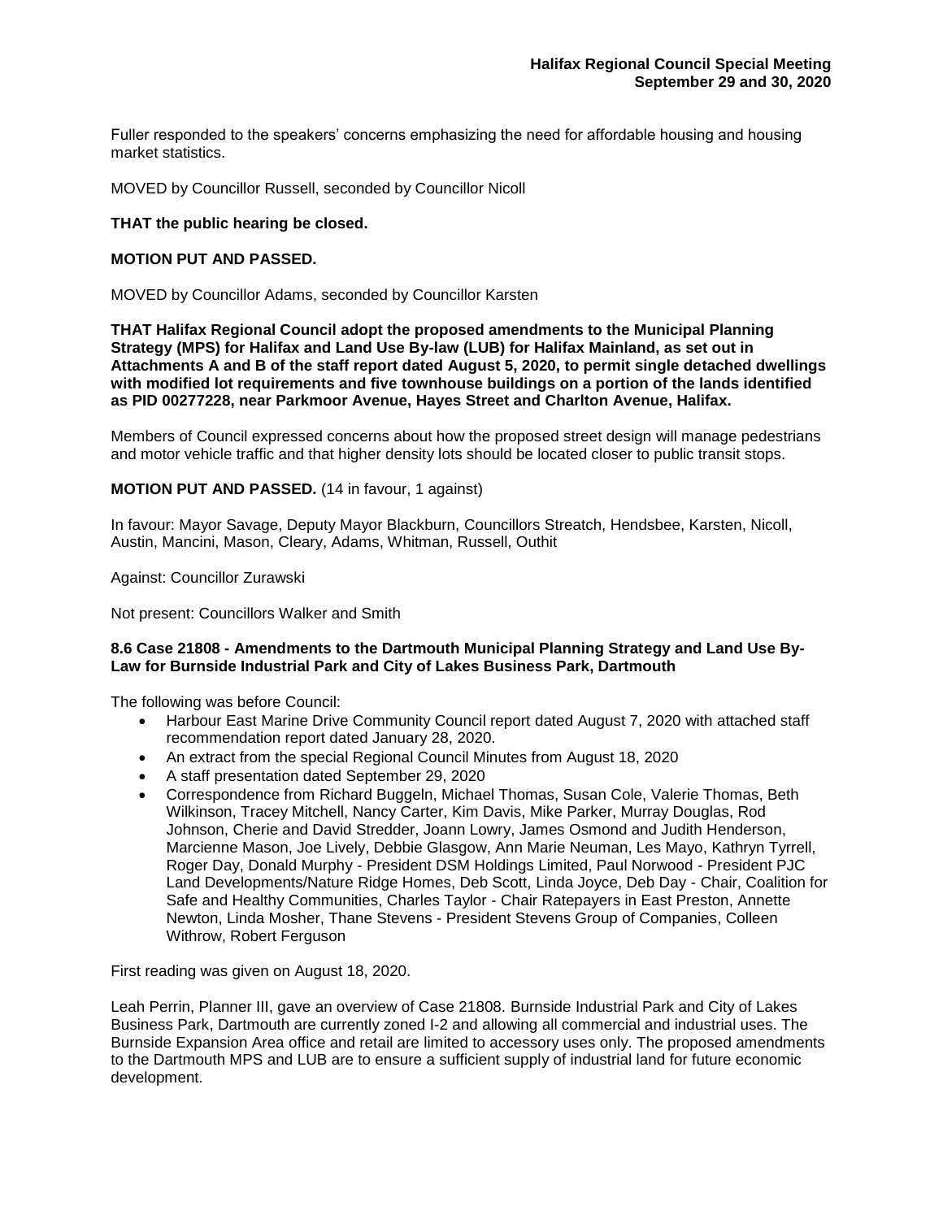Fuller responded to the speakers' concerns emphasizing the need for affordable housing and housing market statistics.

MOVED by Councillor Russell, seconded by Councillor Nicoll

**THAT the public hearing be closed.**

**MOTION PUT AND PASSED.**

MOVED by Councillor Adams, seconded by Councillor Karsten

**THAT Halifax Regional Council adopt the proposed amendments to the Municipal Planning Strategy (MPS) for Halifax and Land Use By-law (LUB) for Halifax Mainland, as set out in Attachments A and B of the staff report dated August 5, 2020, to permit single detached dwellings with modified lot requirements and five townhouse buildings on a portion of the lands identified as PID 00277228, near Parkmoor Avenue, Hayes Street and Charlton Avenue, Halifax.**

Members of Council expressed concerns about how the proposed street design will manage pedestrians and motor vehicle traffic and that higher density lots should be located closer to public transit stops.

**MOTION PUT AND PASSED.** (14 in favour, 1 against)

In favour: Mayor Savage, Deputy Mayor Blackburn, Councillors Streatch, Hendsbee, Karsten, Nicoll, Austin, Mancini, Mason, Cleary, Adams, Whitman, Russell, Outhit

Against: Councillor Zurawski

Not present: Councillors Walker and Smith

**8.6 Case 21808 - Amendments to the Dartmouth Municipal Planning Strategy and Land Use By-Law for Burnside Industrial Park and City of Lakes Business Park, Dartmouth**

The following was before Council:

- Harbour East Marine Drive Community Council report dated August 7, 2020 with attached staff recommendation report dated January 28, 2020.
- An extract from the special Regional Council Minutes from August 18, 2020
- A staff presentation dated September 29, 2020
- Correspondence from Richard Buggeln, Michael Thomas, Susan Cole, Valerie Thomas, Beth Wilkinson, Tracey Mitchell, Nancy Carter, Kim Davis, Mike Parker, Murray Douglas, Rod Johnson, Cherie and David Stredder, Joann Lowry, James Osmond and Judith Henderson, Marcienne Mason, Joe Lively, Debbie Glasgow, Ann Marie Neuman, Les Mayo, Kathryn Tyrrell, Roger Day, Donald Murphy - President DSM Holdings Limited, Paul Norwood - President PJC Land Developments/Nature Ridge Homes, Deb Scott, Linda Joyce, Deb Day - Chair, Coalition for Safe and Healthy Communities, Charles Taylor - Chair Ratepayers in East Preston, Annette Newton, Linda Mosher, Thane Stevens - President Stevens Group of Companies, Colleen Withrow, Robert Ferguson

First reading was given on August 18, 2020.

Leah Perrin, Planner III, gave an overview of Case 21808. Burnside Industrial Park and City of Lakes Business Park, Dartmouth are currently zoned I-2 and allowing all commercial and industrial uses. The Burnside Expansion Area office and retail are limited to accessory uses only. The proposed amendments to the Dartmouth MPS and LUB are to ensure a sufficient supply of industrial land for future economic development.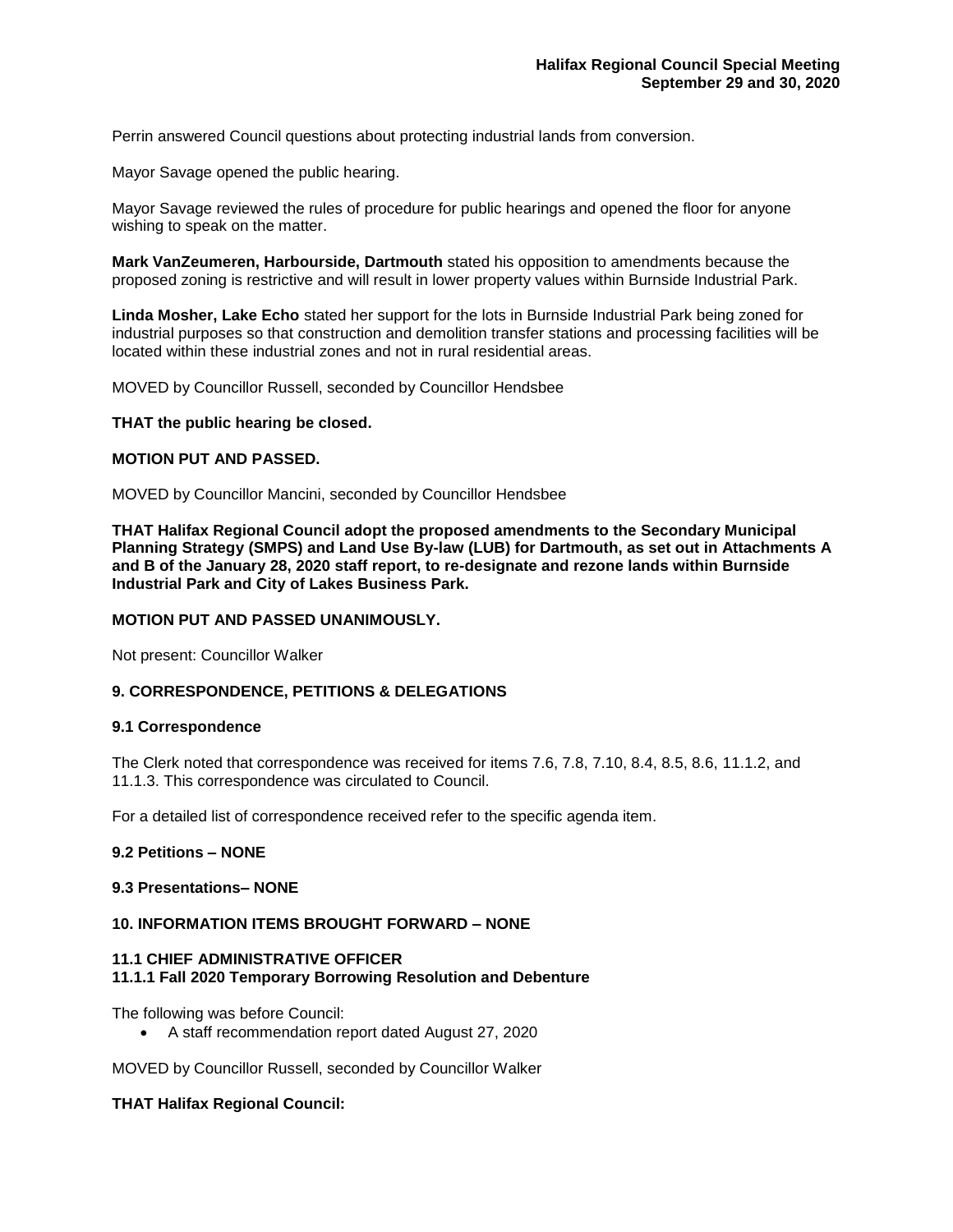Perrin answered Council questions about protecting industrial lands from conversion.

Mayor Savage opened the public hearing.

Mayor Savage reviewed the rules of procedure for public hearings and opened the floor for anyone wishing to speak on the matter.

**Mark VanZeumeren, Harbourside, Dartmouth** stated his opposition to amendments because the proposed zoning is restrictive and will result in lower property values within Burnside Industrial Park.

**Linda Mosher, Lake Echo** stated her support for the lots in Burnside Industrial Park being zoned for industrial purposes so that construction and demolition transfer stations and processing facilities will be located within these industrial zones and not in rural residential areas.

MOVED by Councillor Russell, seconded by Councillor Hendsbee

**THAT the public hearing be closed.**

**MOTION PUT AND PASSED.**

MOVED by Councillor Mancini, seconded by Councillor Hendsbee

**THAT Halifax Regional Council adopt the proposed amendments to the Secondary Municipal Planning Strategy (SMPS) and Land Use By-law (LUB) for Dartmouth, as set out in Attachments A and B of the January 28, 2020 staff report, to re-designate and rezone lands within Burnside Industrial Park and City of Lakes Business Park.**

**MOTION PUT AND PASSED UNANIMOUSLY.**

Not present: Councillor Walker

## 9. CORRESPONDENCE, PETITIONS & DELEGATIONS

### 9.1 Correspondence

The Clerk noted that correspondence was received for items 7.6, 7.8, 7.10, 8.4, 8.5, 8.6, 11.1.2, and 11.1.3. This correspondence was circulated to Council.

For a detailed list of correspondence received refer to the specific agenda item.

### 9.2 Petitions – NONE

### 9.3 Presentations– NONE

## 10. INFORMATION ITEMS BROUGHT FORWARD – NONE

### 11.1 CHIEF ADMINISTRATIVE OFFICER
### 11.1.1 Fall 2020 Temporary Borrowing Resolution and Debenture

The following was before Council:

- A staff recommendation report dated August 27, 2020

MOVED by Councillor Russell, seconded by Councillor Walker

**THAT Halifax Regional Council:**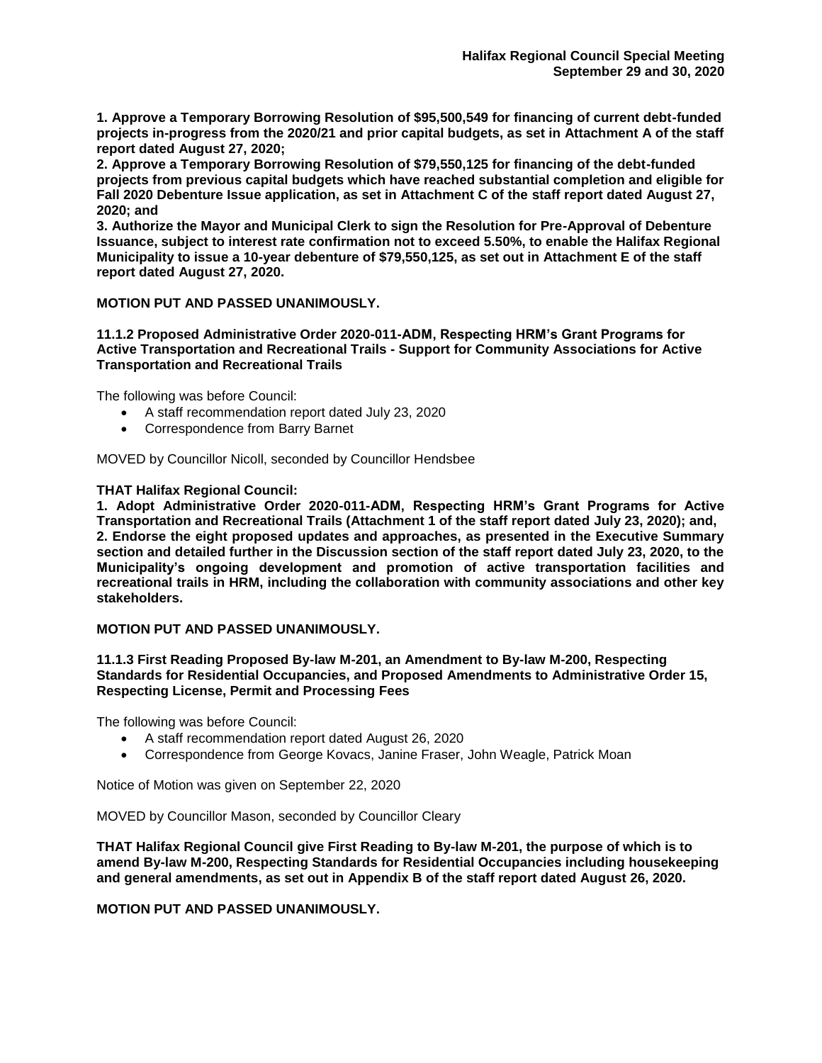**1. Approve a Temporary Borrowing Resolution of $95,500,549 for financing of current debt-funded projects in-progress from the 2020/21 and prior capital budgets, as set in Attachment A of the staff report dated August 27, 2020;**

**2. Approve a Temporary Borrowing Resolution of $79,550,125 for financing of the debt-funded projects from previous capital budgets which have reached substantial completion and eligible for Fall 2020 Debenture Issue application, as set in Attachment C of the staff report dated August 27, 2020; and**

**3. Authorize the Mayor and Municipal Clerk to sign the Resolution for Pre-Approval of Debenture Issuance, subject to interest rate confirmation not to exceed 5.50%, to enable the Halifax Regional Municipality to issue a 10-year debenture of $79,550,125, as set out in Attachment E of the staff report dated August 27, 2020.**

**MOTION PUT AND PASSED UNANIMOUSLY.**

**11.1.2 Proposed Administrative Order 2020-011-ADM, Respecting HRM's Grant Programs for Active Transportation and Recreational Trails - Support for Community Associations for Active Transportation and Recreational Trails**

The following was before Council:

- A staff recommendation report dated July 23, 2020
- Correspondence from Barry Barnet

MOVED by Councillor Nicoll, seconded by Councillor Hendsbee

**THAT Halifax Regional Council:**

**1. Adopt Administrative Order 2020-011-ADM, Respecting HRM's Grant Programs for Active Transportation and Recreational Trails (Attachment 1 of the staff report dated July 23, 2020); and,**

**2. Endorse the eight proposed updates and approaches, as presented in the Executive Summary section and detailed further in the Discussion section of the staff report dated July 23, 2020, to the Municipality's ongoing development and promotion of active transportation facilities and recreational trails in HRM, including the collaboration with community associations and other key stakeholders.**

**MOTION PUT AND PASSED UNANIMOUSLY.**

**11.1.3 First Reading Proposed By-law M-201, an Amendment to By-law M-200, Respecting Standards for Residential Occupancies, and Proposed Amendments to Administrative Order 15, Respecting License, Permit and Processing Fees**

The following was before Council:

- A staff recommendation report dated August 26, 2020
- Correspondence from George Kovacs, Janine Fraser, John Weagle, Patrick Moan

Notice of Motion was given on September 22, 2020

MOVED by Councillor Mason, seconded by Councillor Cleary

**THAT Halifax Regional Council give First Reading to By-law M-201, the purpose of which is to amend By-law M-200, Respecting Standards for Residential Occupancies including housekeeping and general amendments, as set out in Appendix B of the staff report dated August 26, 2020.**

**MOTION PUT AND PASSED UNANIMOUSLY.**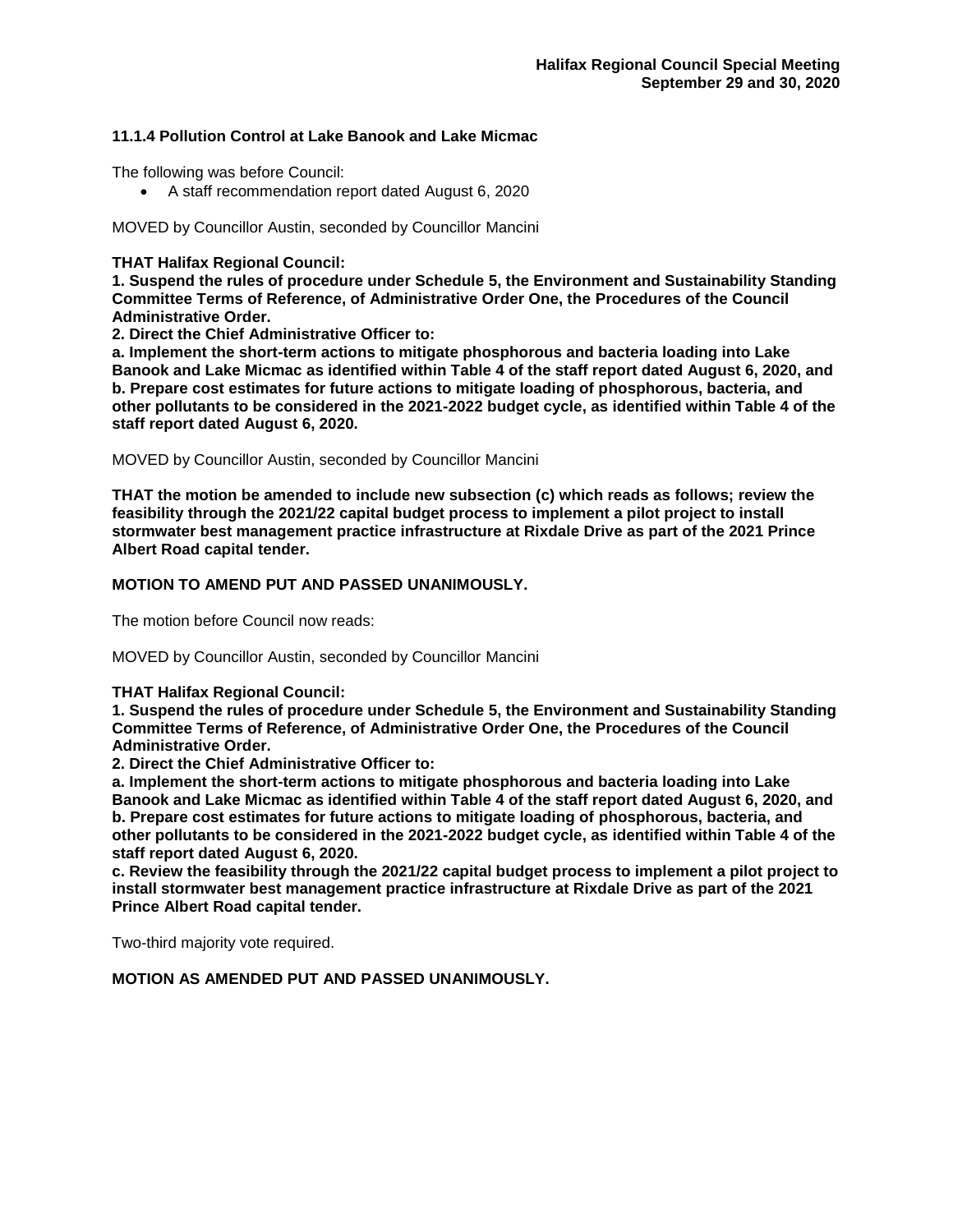**11.1.4 Pollution Control at Lake Banook and Lake Micmac**

The following was before Council:

- A staff recommendation report dated August 6, 2020

MOVED by Councillor Austin, seconded by Councillor Mancini

**THAT Halifax Regional Council:**
**1. Suspend the rules of procedure under Schedule 5, the Environment and Sustainability Standing Committee Terms of Reference, of Administrative Order One, the Procedures of the Council Administrative Order.**
**2. Direct the Chief Administrative Officer to:**
**a. Implement the short-term actions to mitigate phosphorous and bacteria loading into Lake Banook and Lake Micmac as identified within Table 4 of the staff report dated August 6, 2020, and**
**b. Prepare cost estimates for future actions to mitigate loading of phosphorous, bacteria, and other pollutants to be considered in the 2021-2022 budget cycle, as identified within Table 4 of the staff report dated August 6, 2020.**

MOVED by Councillor Austin, seconded by Councillor Mancini

**THAT the motion be amended to include new subsection (c) which reads as follows; review the feasibility through the 2021/22 capital budget process to implement a pilot project to install stormwater best management practice infrastructure at Rixdale Drive as part of the 2021 Prince Albert Road capital tender.**

**MOTION TO AMEND PUT AND PASSED UNANIMOUSLY.**

The motion before Council now reads:

MOVED by Councillor Austin, seconded by Councillor Mancini

**THAT Halifax Regional Council:**
**1. Suspend the rules of procedure under Schedule 5, the Environment and Sustainability Standing Committee Terms of Reference, of Administrative Order One, the Procedures of the Council Administrative Order.**
**2. Direct the Chief Administrative Officer to:**
**a. Implement the short-term actions to mitigate phosphorous and bacteria loading into Lake Banook and Lake Micmac as identified within Table 4 of the staff report dated August 6, 2020, and**
**b. Prepare cost estimates for future actions to mitigate loading of phosphorous, bacteria, and other pollutants to be considered in the 2021-2022 budget cycle, as identified within Table 4 of the staff report dated August 6, 2020.**
**c. Review the feasibility through the 2021/22 capital budget process to implement a pilot project to install stormwater best management practice infrastructure at Rixdale Drive as part of the 2021 Prince Albert Road capital tender.**

Two-third majority vote required.

**MOTION AS AMENDED PUT AND PASSED UNANIMOUSLY.**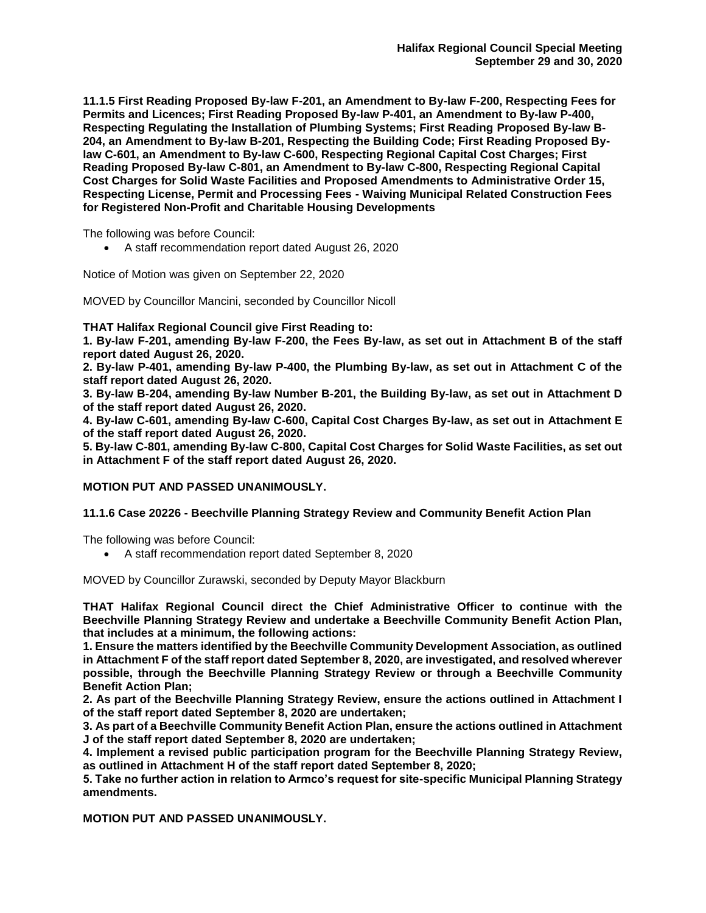**11.1.5 First Reading Proposed By-law F-201, an Amendment to By-law F-200, Respecting Fees for Permits and Licences; First Reading Proposed By-law P-401, an Amendment to By-law P-400, Respecting Regulating the Installation of Plumbing Systems; First Reading Proposed By-law B-204, an Amendment to By-law B-201, Respecting the Building Code; First Reading Proposed By-law C-601, an Amendment to By-law C-600, Respecting Regional Capital Cost Charges; First Reading Proposed By-law C-801, an Amendment to By-law C-800, Respecting Regional Capital Cost Charges for Solid Waste Facilities and Proposed Amendments to Administrative Order 15, Respecting License, Permit and Processing Fees - Waiving Municipal Related Construction Fees for Registered Non-Profit and Charitable Housing Developments**

The following was before Council:

- A staff recommendation report dated August 26, 2020

Notice of Motion was given on September 22, 2020

MOVED by Councillor Mancini, seconded by Councillor Nicoll

**THAT Halifax Regional Council give First Reading to:**

**1. By-law F-201, amending By-law F-200, the Fees By-law, as set out in Attachment B of the staff report dated August 26, 2020.**

**2. By-law P-401, amending By-law P-400, the Plumbing By-law, as set out in Attachment C of the staff report dated August 26, 2020.**

**3. By-law B-204, amending By-law Number B-201, the Building By-law, as set out in Attachment D of the staff report dated August 26, 2020.**

**4. By-law C-601, amending By-law C-600, Capital Cost Charges By-law, as set out in Attachment E of the staff report dated August 26, 2020.**

**5. By-law C-801, amending By-law C-800, Capital Cost Charges for Solid Waste Facilities, as set out in Attachment F of the staff report dated August 26, 2020.**

**MOTION PUT AND PASSED UNANIMOUSLY.**

**11.1.6 Case 20226 - Beechville Planning Strategy Review and Community Benefit Action Plan**

The following was before Council:

- A staff recommendation report dated September 8, 2020

MOVED by Councillor Zurawski, seconded by Deputy Mayor Blackburn

**THAT Halifax Regional Council direct the Chief Administrative Officer to continue with the Beechville Planning Strategy Review and undertake a Beechville Community Benefit Action Plan, that includes at a minimum, the following actions:**

**1. Ensure the matters identified by the Beechville Community Development Association, as outlined in Attachment F of the staff report dated September 8, 2020, are investigated, and resolved wherever possible, through the Beechville Planning Strategy Review or through a Beechville Community Benefit Action Plan;**

**2. As part of the Beechville Planning Strategy Review, ensure the actions outlined in Attachment I of the staff report dated September 8, 2020 are undertaken;**

**3. As part of a Beechville Community Benefit Action Plan, ensure the actions outlined in Attachment J of the staff report dated September 8, 2020 are undertaken;**

**4. Implement a revised public participation program for the Beechville Planning Strategy Review, as outlined in Attachment H of the staff report dated September 8, 2020;**

**5. Take no further action in relation to Armco's request for site-specific Municipal Planning Strategy amendments.**

**MOTION PUT AND PASSED UNANIMOUSLY.**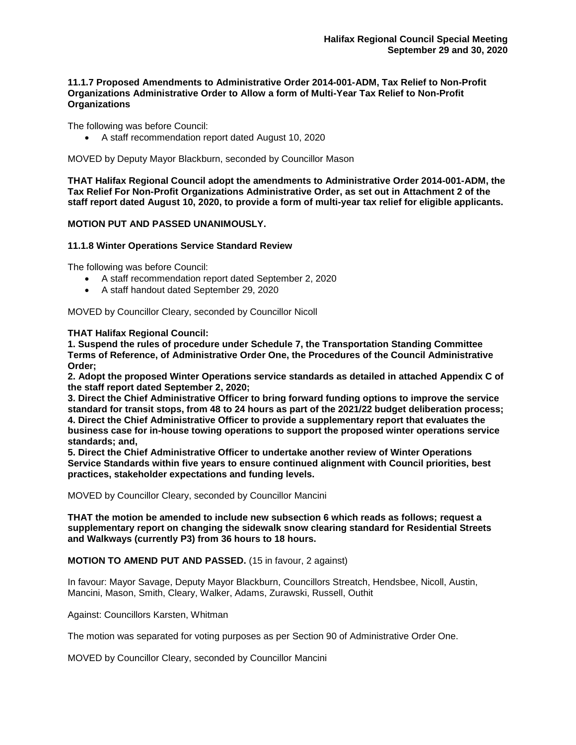**11.1.7 Proposed Amendments to Administrative Order 2014-001-ADM, Tax Relief to Non-Profit Organizations Administrative Order to Allow a form of Multi-Year Tax Relief to Non-Profit Organizations**

The following was before Council:

- A staff recommendation report dated August 10, 2020

MOVED by Deputy Mayor Blackburn, seconded by Councillor Mason

**THAT Halifax Regional Council adopt the amendments to Administrative Order 2014-001-ADM, the Tax Relief For Non-Profit Organizations Administrative Order, as set out in Attachment 2 of the staff report dated August 10, 2020, to provide a form of multi-year tax relief for eligible applicants.**

**MOTION PUT AND PASSED UNANIMOUSLY.**

**11.1.8 Winter Operations Service Standard Review**

The following was before Council:

- A staff recommendation report dated September 2, 2020
- A staff handout dated September 29, 2020

MOVED by Councillor Cleary, seconded by Councillor Nicoll

**THAT Halifax Regional Council:**
**1. Suspend the rules of procedure under Schedule 7, the Transportation Standing Committee Terms of Reference, of Administrative Order One, the Procedures of the Council Administrative Order;**
**2. Adopt the proposed Winter Operations service standards as detailed in attached Appendix C of the staff report dated September 2, 2020;**
**3. Direct the Chief Administrative Officer to bring forward funding options to improve the service standard for transit stops, from 48 to 24 hours as part of the 2021/22 budget deliberation process;**
**4. Direct the Chief Administrative Officer to provide a supplementary report that evaluates the business case for in-house towing operations to support the proposed winter operations service standards; and,**
**5. Direct the Chief Administrative Officer to undertake another review of Winter Operations Service Standards within five years to ensure continued alignment with Council priorities, best practices, stakeholder expectations and funding levels.**

MOVED by Councillor Cleary, seconded by Councillor Mancini

**THAT the motion be amended to include new subsection 6 which reads as follows; request a supplementary report on changing the sidewalk snow clearing standard for Residential Streets and Walkways (currently P3) from 36 hours to 18 hours.**

**MOTION TO AMEND PUT AND PASSED.** (15 in favour, 2 against)

In favour: Mayor Savage, Deputy Mayor Blackburn, Councillors Streatch, Hendsbee, Nicoll, Austin, Mancini, Mason, Smith, Cleary, Walker, Adams, Zurawski, Russell, Outhit

Against: Councillors Karsten, Whitman

The motion was separated for voting purposes as per Section 90 of Administrative Order One.

MOVED by Councillor Cleary, seconded by Councillor Mancini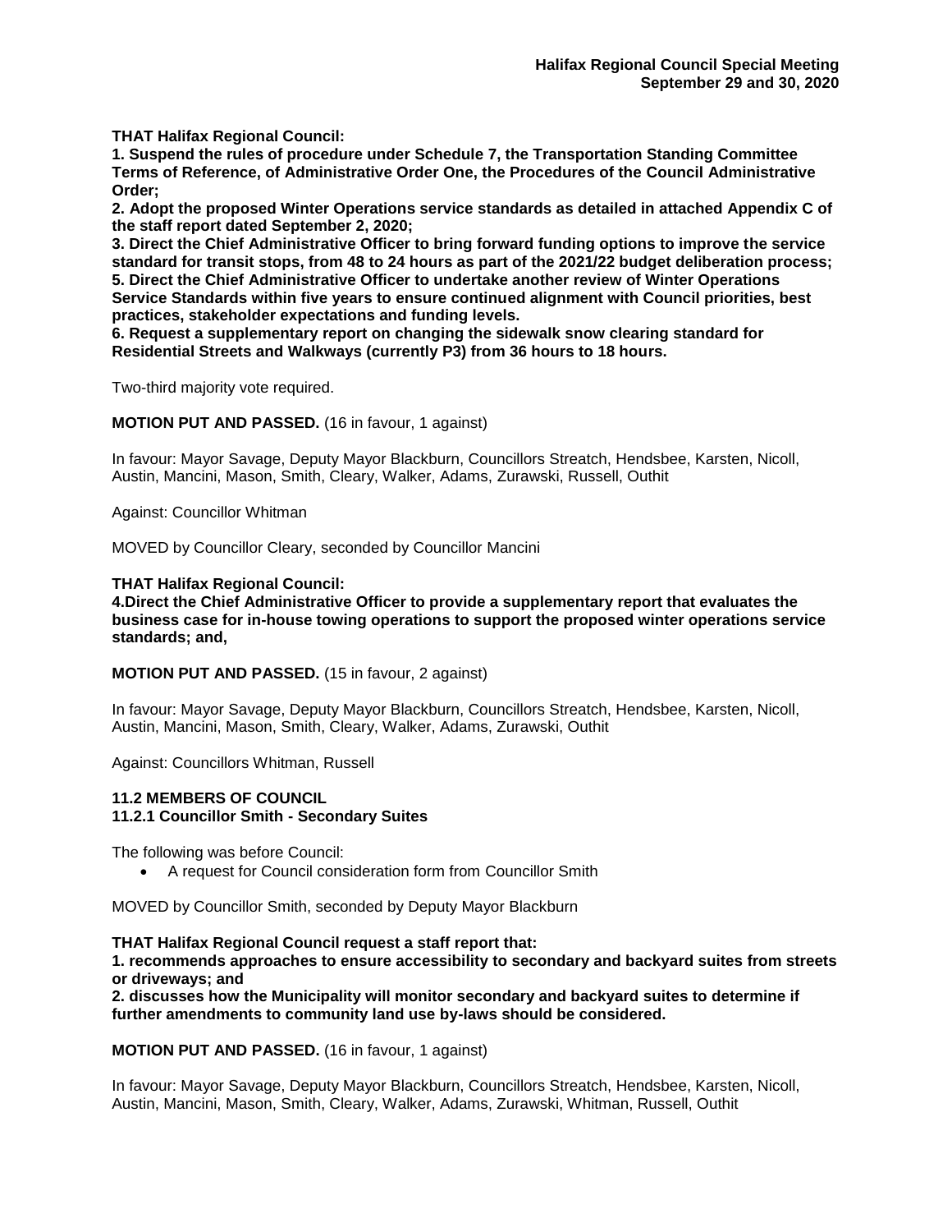**THAT Halifax Regional Council:**
**1. Suspend the rules of procedure under Schedule 7, the Transportation Standing Committee Terms of Reference, of Administrative Order One, the Procedures of the Council Administrative Order;**
**2. Adopt the proposed Winter Operations service standards as detailed in attached Appendix C of the staff report dated September 2, 2020;**
**3. Direct the Chief Administrative Officer to bring forward funding options to improve the service standard for transit stops, from 48 to 24 hours as part of the 2021/22 budget deliberation process;**
**5. Direct the Chief Administrative Officer to undertake another review of Winter Operations Service Standards within five years to ensure continued alignment with Council priorities, best practices, stakeholder expectations and funding levels.**
**6. Request a supplementary report on changing the sidewalk snow clearing standard for Residential Streets and Walkways (currently P3) from 36 hours to 18 hours.**

Two-third majority vote required.

**MOTION PUT AND PASSED.** (16 in favour, 1 against)

In favour: Mayor Savage, Deputy Mayor Blackburn, Councillors Streatch, Hendsbee, Karsten, Nicoll, Austin, Mancini, Mason, Smith, Cleary, Walker, Adams, Zurawski, Russell, Outhit

Against: Councillor Whitman

MOVED by Councillor Cleary, seconded by Councillor Mancini

**THAT Halifax Regional Council:**
**4.Direct the Chief Administrative Officer to provide a supplementary report that evaluates the business case for in-house towing operations to support the proposed winter operations service standards; and,**

**MOTION PUT AND PASSED.** (15 in favour, 2 against)

In favour: Mayor Savage, Deputy Mayor Blackburn, Councillors Streatch, Hendsbee, Karsten, Nicoll, Austin, Mancini, Mason, Smith, Cleary, Walker, Adams, Zurawski, Outhit

Against: Councillors Whitman, Russell

### 11.2 MEMBERS OF COUNCIL
### 11.2.1 Councillor Smith - Secondary Suites

The following was before Council:

- A request for Council consideration form from Councillor Smith

MOVED by Councillor Smith, seconded by Deputy Mayor Blackburn

**THAT Halifax Regional Council request a staff report that:**
**1. recommends approaches to ensure accessibility to secondary and backyard suites from streets or driveways; and**
**2. discusses how the Municipality will monitor secondary and backyard suites to determine if further amendments to community land use by-laws should be considered.**

**MOTION PUT AND PASSED.** (16 in favour, 1 against)

In favour: Mayor Savage, Deputy Mayor Blackburn, Councillors Streatch, Hendsbee, Karsten, Nicoll, Austin, Mancini, Mason, Smith, Cleary, Walker, Adams, Zurawski, Whitman, Russell, Outhit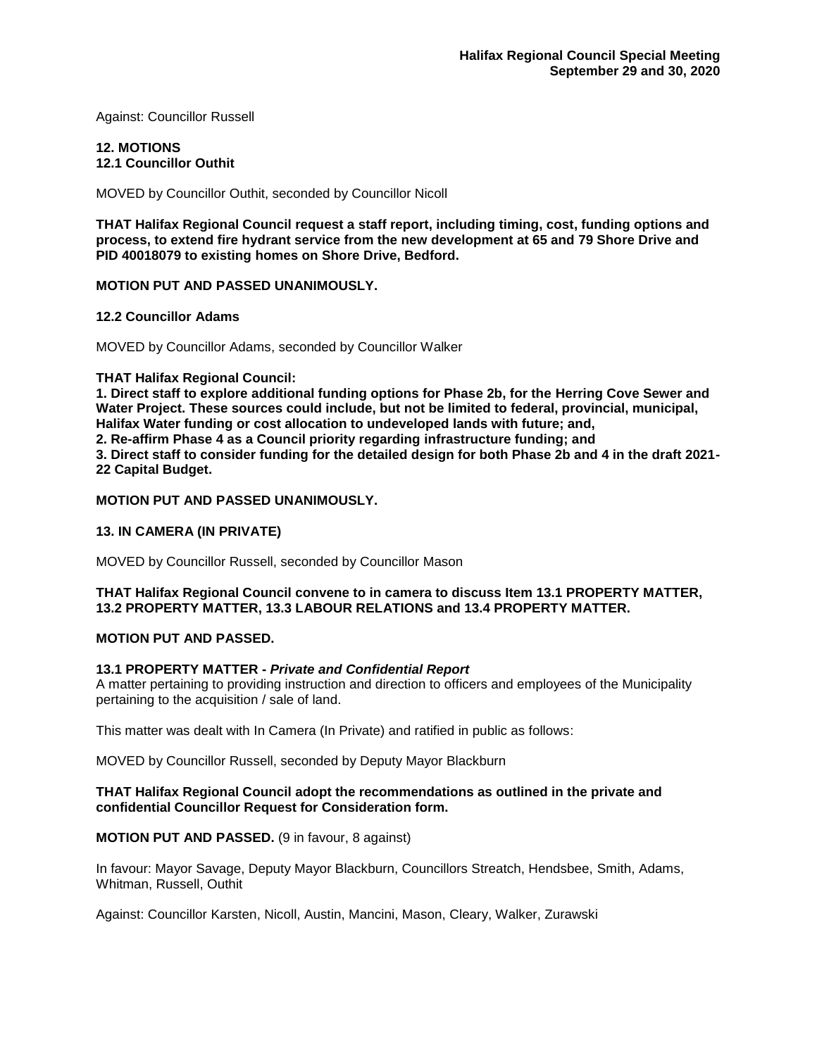Against: Councillor Russell

## 12. MOTIONS

### 12.1 Councillor Outhit

MOVED by Councillor Outhit, seconded by Councillor Nicoll

**THAT Halifax Regional Council request a staff report, including timing, cost, funding options and process, to extend fire hydrant service from the new development at 65 and 79 Shore Drive and PID 40018079 to existing homes on Shore Drive, Bedford.**

**MOTION PUT AND PASSED UNANIMOUSLY.**

### 12.2 Councillor Adams

MOVED by Councillor Adams, seconded by Councillor Walker

**THAT Halifax Regional Council:**
**1. Direct staff to explore additional funding options for Phase 2b, for the Herring Cove Sewer and Water Project. These sources could include, but not be limited to federal, provincial, municipal, Halifax Water funding or cost allocation to undeveloped lands with future; and,**
**2. Re-affirm Phase 4 as a Council priority regarding infrastructure funding; and**
**3. Direct staff to consider funding for the detailed design for both Phase 2b and 4 in the draft 2021-22 Capital Budget.**

**MOTION PUT AND PASSED UNANIMOUSLY.**

## 13. IN CAMERA (IN PRIVATE)

MOVED by Councillor Russell, seconded by Councillor Mason

**THAT Halifax Regional Council convene to in camera to discuss Item 13.1 PROPERTY MATTER, 13.2 PROPERTY MATTER, 13.3 LABOUR RELATIONS and 13.4 PROPERTY MATTER.**

**MOTION PUT AND PASSED.**

### 13.1 PROPERTY MATTER - *Private and Confidential Report*

A matter pertaining to providing instruction and direction to officers and employees of the Municipality pertaining to the acquisition / sale of land.

This matter was dealt with In Camera (In Private) and ratified in public as follows:

MOVED by Councillor Russell, seconded by Deputy Mayor Blackburn

**THAT Halifax Regional Council adopt the recommendations as outlined in the private and confidential Councillor Request for Consideration form.**

**MOTION PUT AND PASSED.** (9 in favour, 8 against)

In favour: Mayor Savage, Deputy Mayor Blackburn, Councillors Streatch, Hendsbee, Smith, Adams, Whitman, Russell, Outhit

Against: Councillor Karsten, Nicoll, Austin, Mancini, Mason, Cleary, Walker, Zurawski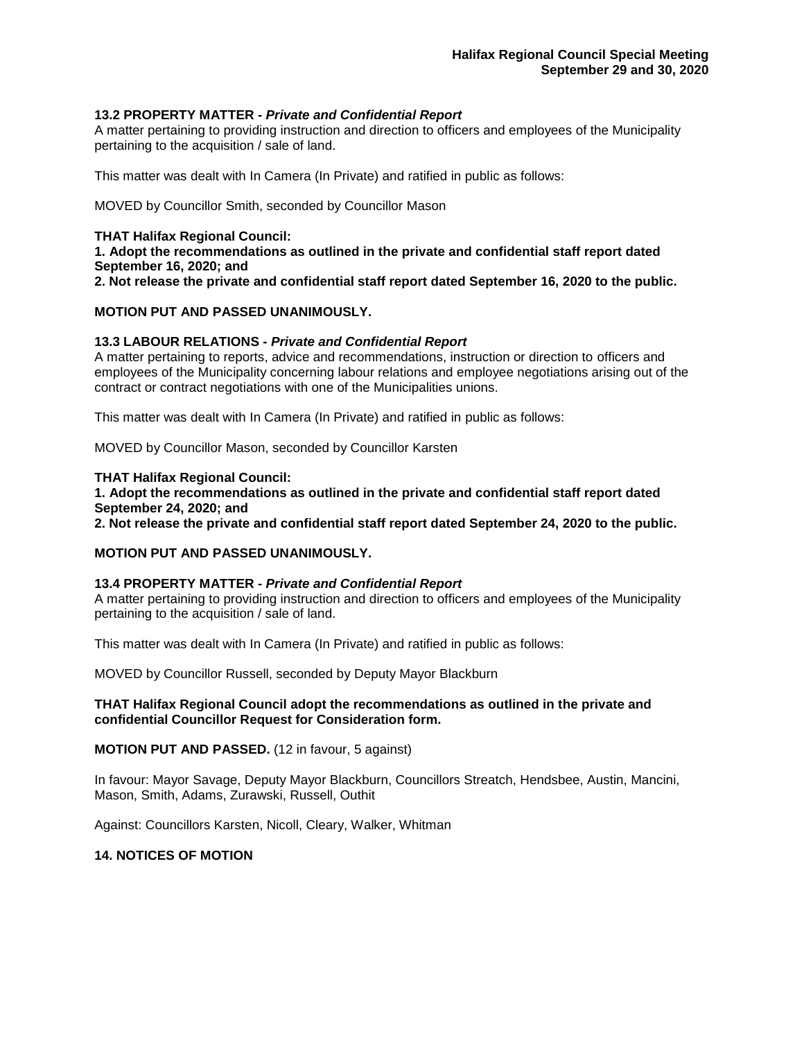### 13.2 PROPERTY MATTER - *Private and Confidential Report*

A matter pertaining to providing instruction and direction to officers and employees of the Municipality pertaining to the acquisition / sale of land.

This matter was dealt with In Camera (In Private) and ratified in public as follows:

MOVED by Councillor Smith, seconded by Councillor Mason

**THAT Halifax Regional Council:**
**1. Adopt the recommendations as outlined in the private and confidential staff report dated September 16, 2020; and**
**2. Not release the private and confidential staff report dated September 16, 2020 to the public.**

**MOTION PUT AND PASSED UNANIMOUSLY.**

### 13.3 LABOUR RELATIONS - *Private and Confidential Report*

A matter pertaining to reports, advice and recommendations, instruction or direction to officers and employees of the Municipality concerning labour relations and employee negotiations arising out of the contract or contract negotiations with one of the Municipalities unions.

This matter was dealt with In Camera (In Private) and ratified in public as follows:

MOVED by Councillor Mason, seconded by Councillor Karsten

**THAT Halifax Regional Council:**
**1. Adopt the recommendations as outlined in the private and confidential staff report dated September 24, 2020; and**
**2. Not release the private and confidential staff report dated September 24, 2020 to the public.**

**MOTION PUT AND PASSED UNANIMOUSLY.**

### 13.4 PROPERTY MATTER - *Private and Confidential Report*

A matter pertaining to providing instruction and direction to officers and employees of the Municipality pertaining to the acquisition / sale of land.

This matter was dealt with In Camera (In Private) and ratified in public as follows:

MOVED by Councillor Russell, seconded by Deputy Mayor Blackburn

**THAT Halifax Regional Council adopt the recommendations as outlined in the private and confidential Councillor Request for Consideration form.**

**MOTION PUT AND PASSED.** (12 in favour, 5 against)

In favour: Mayor Savage, Deputy Mayor Blackburn, Councillors Streatch, Hendsbee, Austin, Mancini, Mason, Smith, Adams, Zurawski, Russell, Outhit

Against: Councillors Karsten, Nicoll, Cleary, Walker, Whitman

### 14. NOTICES OF MOTION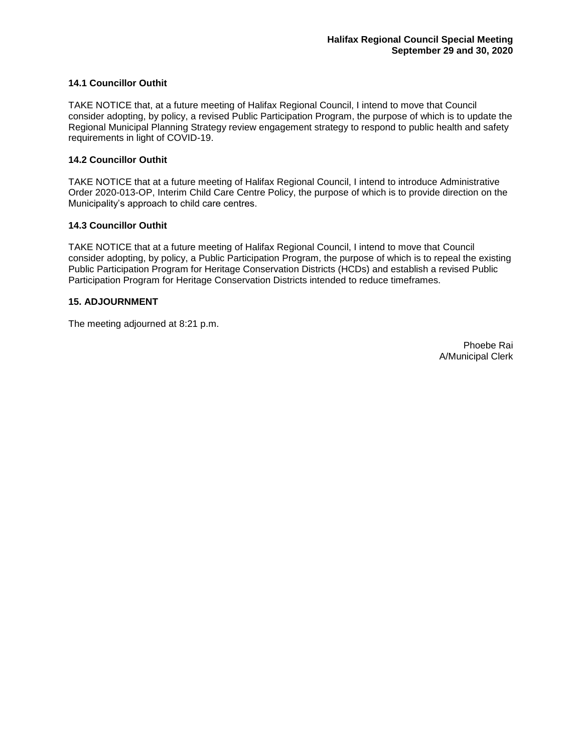### 14.1 Councillor Outhit

TAKE NOTICE that, at a future meeting of Halifax Regional Council, I intend to move that Council consider adopting, by policy, a revised Public Participation Program, the purpose of which is to update the Regional Municipal Planning Strategy review engagement strategy to respond to public health and safety requirements in light of COVID-19.

### 14.2 Councillor Outhit

TAKE NOTICE that at a future meeting of Halifax Regional Council, I intend to introduce Administrative Order 2020-013-OP, Interim Child Care Centre Policy, the purpose of which is to provide direction on the Municipality's approach to child care centres.

### 14.3 Councillor Outhit

TAKE NOTICE that at a future meeting of Halifax Regional Council, I intend to move that Council consider adopting, by policy, a Public Participation Program, the purpose of which is to repeal the existing Public Participation Program for Heritage Conservation Districts (HCDs) and establish a revised Public Participation Program for Heritage Conservation Districts intended to reduce timeframes.

## 15. ADJOURNMENT

The meeting adjourned at 8:21 p.m.

Phoebe Rai
A/Municipal Clerk